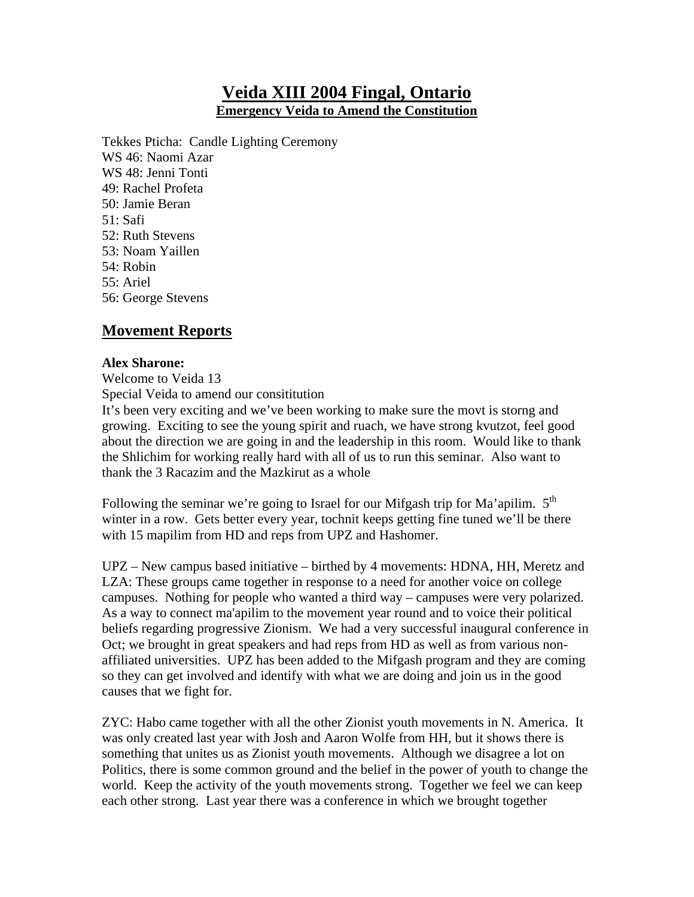# Veida XIII 2004 Fingal, Ontario

## Emergency Veida to Amend the Constitution

Tekkes Pticha: Candle Lighting Ceremony
WS 46: Naomi Azar
WS 48: Jenni Tonti
49: Rachel Profeta
50: Jamie Beran
51: Safi
52: Ruth Stevens
53: Noam Yaillen
54: Robin
55: Ariel
56: George Stevens

## Movement Reports

**Alex Sharone:**
Welcome to Veida 13
Special Veida to amend our consititution
It's been very exciting and we've been working to make sure the movt is storng and growing. Exciting to see the young spirit and ruach, we have strong kvutzot, feel good about the direction we are going in and the leadership in this room. Would like to thank the Shlichim for working really hard with all of us to run this seminar. Also want to thank the 3 Racazim and the Mazkirut as a whole

Following the seminar we're going to Israel for our Mifgash trip for Ma'apilim. 5th winter in a row. Gets better every year, tochnit keeps getting fine tuned we'll be there with 15 mapilim from HD and reps from UPZ and Hashomer.

UPZ – New campus based initiative – birthed by 4 movements: HDNA, HH, Meretz and LZA: These groups came together in response to a need for another voice on college campuses. Nothing for people who wanted a third way – campuses were very polarized. As a way to connect ma'apilim to the movement year round and to voice their political beliefs regarding progressive Zionism. We had a very successful inaugural conference in Oct; we brought in great speakers and had reps from HD as well as from various non-affiliated universities. UPZ has been added to the Mifgash program and they are coming so they can get involved and identify with what we are doing and join us in the good causes that we fight for.

ZYC: Habo came together with all the other Zionist youth movements in N. America. It was only created last year with Josh and Aaron Wolfe from HH, but it shows there is something that unites us as Zionist youth movements. Although we disagree a lot on Politics, there is some common ground and the belief in the power of youth to change the world. Keep the activity of the youth movements strong. Together we feel we can keep each other strong. Last year there was a conference in which we brought together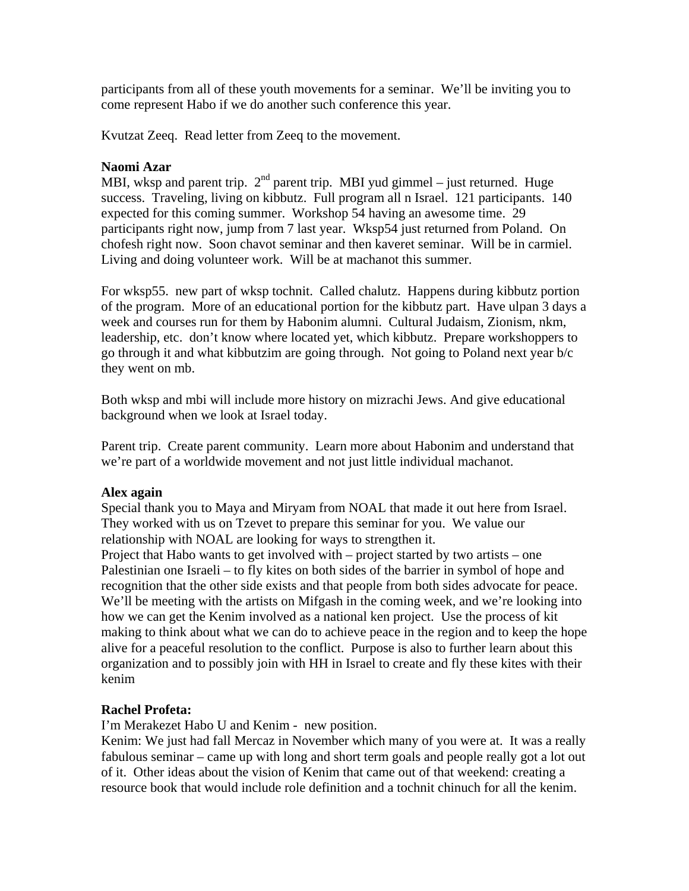participants from all of these youth movements for a seminar.  We'll be inviting you to come represent Habo if we do another such conference this year.

Kvutzat Zeeq.  Read letter from Zeeq to the movement.

**Naomi Azar**

MBI, wksp and parent trip.  2nd parent trip.  MBI yud gimmel – just returned.  Huge success.  Traveling, living on kibbutz.  Full program all n Israel.  121 participants.  140 expected for this coming summer.  Workshop 54 having an awesome time.  29 participants right now, jump from 7 last year.  Wksp54 just returned from Poland.  On chofesh right now.  Soon chavot seminar and then kaveret seminar.  Will be in carmiel.  Living and doing volunteer work.  Will be at machanot this summer.

For wksp55.  new part of wksp tochnit.  Called chalutz.  Happens during kibbutz portion of the program.  More of an educational portion for the kibbutz part.  Have ulpan 3 days a week and courses run for them by Habonim alumni.  Cultural Judaism, Zionism, nkm, leadership, etc.  don't know where located yet, which kibbutz.  Prepare workshoppers to go through it and what kibbutzim are going through.  Not going to Poland next year b/c they went on mb.

Both wksp and mbi will include more history on mizrachi Jews. And give educational background when we look at Israel today.

Parent trip.  Create parent community.  Learn more about Habonim and understand that we're part of a worldwide movement and not just little individual machanot.

**Alex again**

Special thank you to Maya and Miryam from NOAL that made it out here from Israel.  They worked with us on Tzevet to prepare this seminar for you.  We value our relationship with NOAL are looking for ways to strengthen it.

Project that Habo wants to get involved with – project started by two artists – one Palestinian one Israeli – to fly kites on both sides of the barrier in symbol of hope and recognition that the other side exists and that people from both sides advocate for peace.  We'll be meeting with the artists on Mifgash in the coming week, and we're looking into how we can get the Kenim involved as a national ken project.  Use the process of kit making to think about what we can do to achieve peace in the region and to keep the hope alive for a peaceful resolution to the conflict.  Purpose is also to further learn about this organization and to possibly join with HH in Israel to create and fly these kites with their kenim

**Rachel Profeta:**

I'm Merakezet Habo U and Kenim -  new position.

Kenim: We just had fall Mercaz in November which many of you were at.  It was a really fabulous seminar – came up with long and short term goals and people really got a lot out of it.  Other ideas about the vision of Kenim that came out of that weekend: creating a resource book that would include role definition and a tochnit chinuch for all the kenim.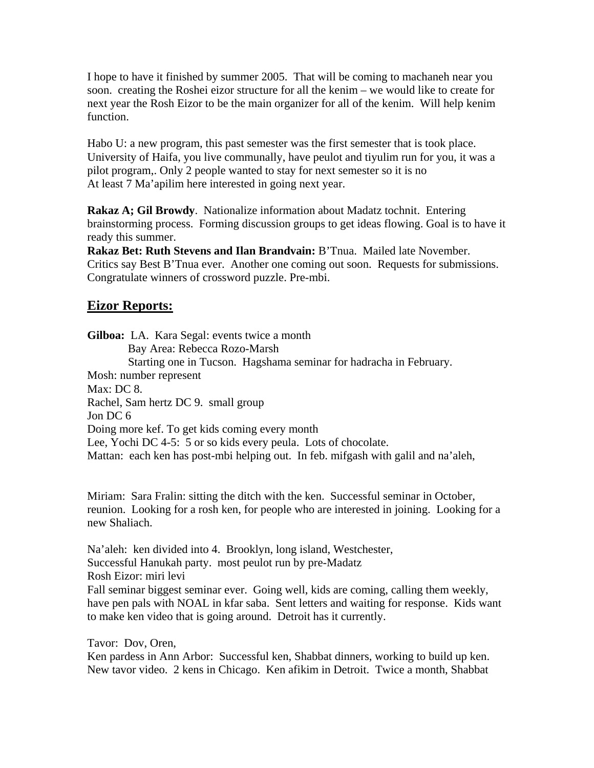I hope to have it finished by summer 2005. That will be coming to machaneh near you soon. creating the Roshei eizor structure for all the kenim – we would like to create for next year the Rosh Eizor to be the main organizer for all of the kenim. Will help kenim function.

Habo U: a new program, this past semester was the first semester that is took place. University of Haifa, you live communally, have peulot and tiyulim run for you, it was a pilot program,. Only 2 people wanted to stay for next semester so it is no
At least 7 Ma'apilim here interested in going next year.

**Rakaz A; Gil Browdy**. Nationalize information about Madatz tochnit. Entering brainstorming process. Forming discussion groups to get ideas flowing. Goal is to have it ready this summer.
**Rakaz Bet: Ruth Stevens and Ilan Brandvain:** B'Tnua. Mailed late November. Critics say Best B'Tnua ever. Another one coming out soon. Requests for submissions. Congratulate winners of crossword puzzle. Pre-mbi.

## Eizor Reports:

**Gilboa:** LA. Kara Segal: events twice a month
Bay Area: Rebecca Rozo-Marsh
Starting one in Tucson. Hagshama seminar for hadracha in February.
Mosh: number represent
Max: DC 8.
Rachel, Sam hertz DC 9. small group
Jon DC 6
Doing more kef. To get kids coming every month
Lee, Yochi DC 4-5: 5 or so kids every peula. Lots of chocolate.
Mattan: each ken has post-mbi helping out. In feb. mifgash with galil and na'aleh,

Miriam: Sara Fralin: sitting the ditch with the ken. Successful seminar in October, reunion. Looking for a rosh ken, for people who are interested in joining. Looking for a new Shaliach.

Na'aleh: ken divided into 4. Brooklyn, long island, Westchester,
Successful Hanukah party. most peulot run by pre-Madatz
Rosh Eizor: miri levi
Fall seminar biggest seminar ever. Going well, kids are coming, calling them weekly, have pen pals with NOAL in kfar saba. Sent letters and waiting for response. Kids want to make ken video that is going around. Detroit has it currently.

Tavor: Dov, Oren,
Ken pardess in Ann Arbor: Successful ken, Shabbat dinners, working to build up ken. New tavor video. 2 kens in Chicago. Ken afikim in Detroit. Twice a month, Shabbat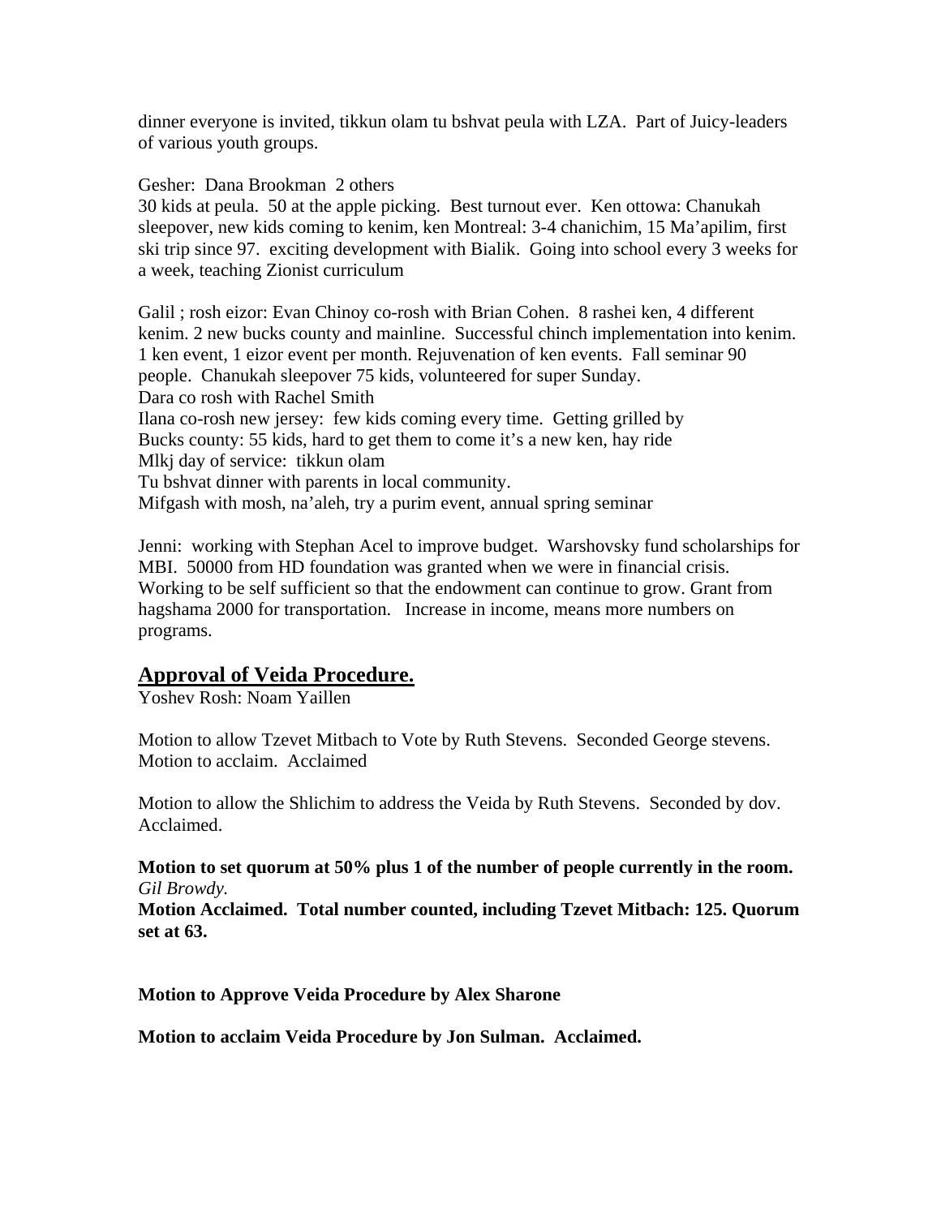dinner everyone is invited, tikkun olam tu bshvat peula with LZA. Part of Juicy-leaders of various youth groups.

Gesher: Dana Brookman 2 others
30 kids at peula. 50 at the apple picking. Best turnout ever. Ken ottowa: Chanukah sleepover, new kids coming to kenim, ken Montreal: 3-4 chanichim, 15 Ma'apilim, first ski trip since 97. exciting development with Bialik. Going into school every 3 weeks for a week, teaching Zionist curriculum

Galil ; rosh eizor: Evan Chinoy co-rosh with Brian Cohen. 8 rashei ken, 4 different kenim. 2 new bucks county and mainline. Successful chinch implementation into kenim. 1 ken event, 1 eizor event per month. Rejuvenation of ken events. Fall seminar 90 people. Chanukah sleepover 75 kids, volunteered for super Sunday.
Dara co rosh with Rachel Smith
Ilana co-rosh new jersey: few kids coming every time. Getting grilled by
Bucks county: 55 kids, hard to get them to come it's a new ken, hay ride
Mlkj day of service: tikkun olam
Tu bshvat dinner with parents in local community.
Mifgash with mosh, na'aleh, try a purim event, annual spring seminar

Jenni: working with Stephan Acel to improve budget. Warshovsky fund scholarships for MBI. 50000 from HD foundation was granted when we were in financial crisis. Working to be self sufficient so that the endowment can continue to grow. Grant from hagshama 2000 for transportation. Increase in income, means more numbers on programs.

## Approval of Veida Procedure.

Yoshev Rosh: Noam Yaillen

Motion to allow Tzevet Mitbach to Vote by Ruth Stevens. Seconded George stevens. Motion to acclaim. Acclaimed

Motion to allow the Shlichim to address the Veida by Ruth Stevens. Seconded by dov. Acclaimed.

**Motion to set quorum at 50% plus 1 of the number of people currently in the room.**
*Gil Browdy.*
**Motion Acclaimed. Total number counted, including Tzevet Mitbach: 125. Quorum set at 63.**

**Motion to Approve Veida Procedure by Alex Sharone**

**Motion to acclaim Veida Procedure by Jon Sulman. Acclaimed.**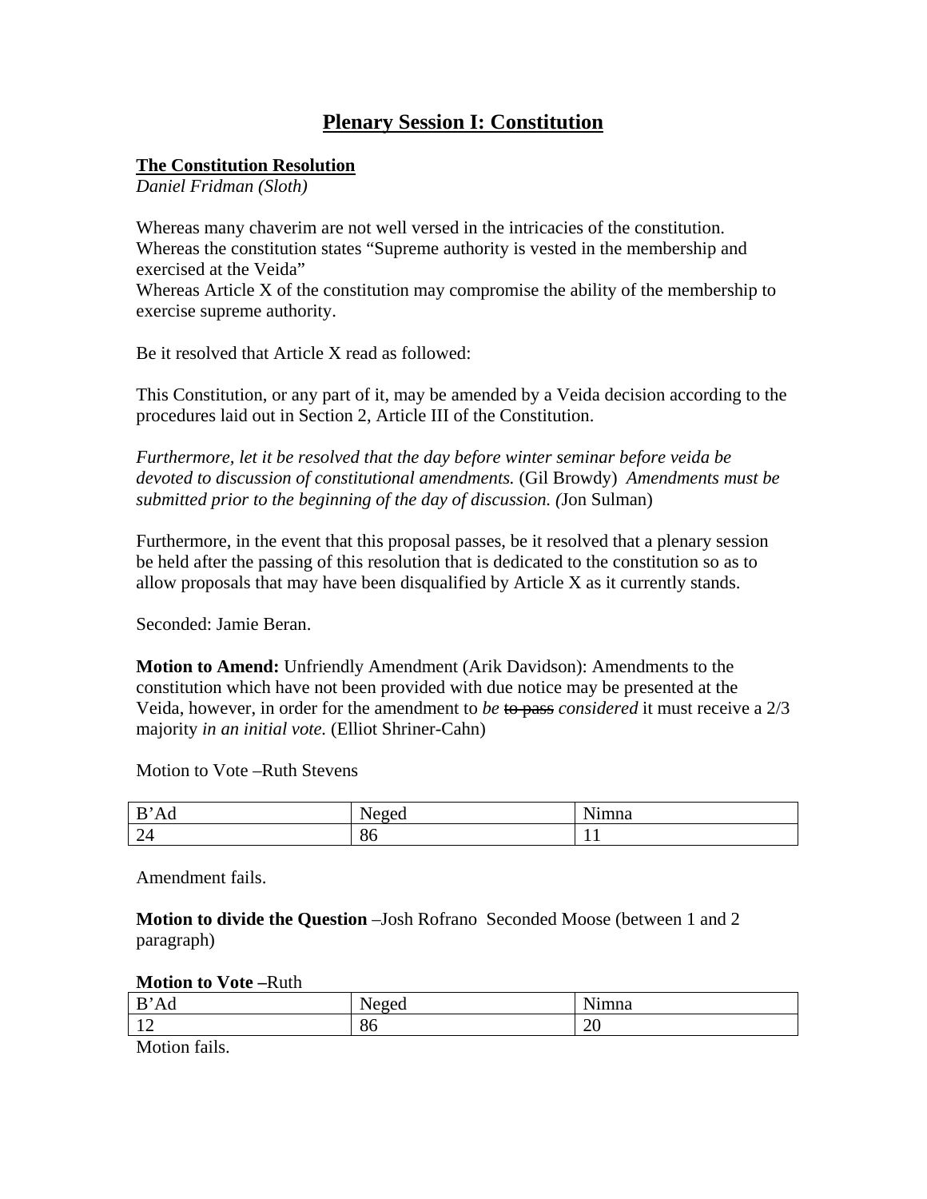# Plenary Session I: Constitution

**The Constitution Resolution**
*Daniel Fridman (Sloth)*

Whereas many chaverim are not well versed in the intricacies of the constitution.
Whereas the constitution states "Supreme authority is vested in the membership and exercised at the Veida"
Whereas Article X of the constitution may compromise the ability of the membership to exercise supreme authority.

Be it resolved that Article X read as followed:

This Constitution, or any part of it, may be amended by a Veida decision according to the procedures laid out in Section 2, Article III of the Constitution.

*Furthermore, let it be resolved that the day before winter seminar before veida be devoted to discussion of constitutional amendments.* (Gil Browdy) *Amendments must be submitted prior to the beginning of the day of discussion. (*Jon Sulman)

Furthermore, in the event that this proposal passes, be it resolved that a plenary session be held after the passing of this resolution that is dedicated to the constitution so as to allow proposals that may have been disqualified by Article X as it currently stands.

Seconded: Jamie Beran.

**Motion to Amend:** Unfriendly Amendment (Arik Davidson): Amendments to the constitution which have not been provided with due notice may be presented at the Veida, however, in order for the amendment to *be* ~~to pass~~ *considered* it must receive a 2/3 majority *in an initial vote.* (Elliot Shriner-Cahn)

Motion to Vote –Ruth Stevens

| B'Ad | Neged | Nimna |
|---|---|---|
| 24 | 86 | 11 |

Amendment fails.

**Motion to divide the Question** –Josh Rofrano Seconded Moose (between 1 and 2 paragraph)

**Motion to Vote –**Ruth

| B'Ad | Neged | Nimna |
|---|---|---|
| 12 | 86 | 20 |

Motion fails.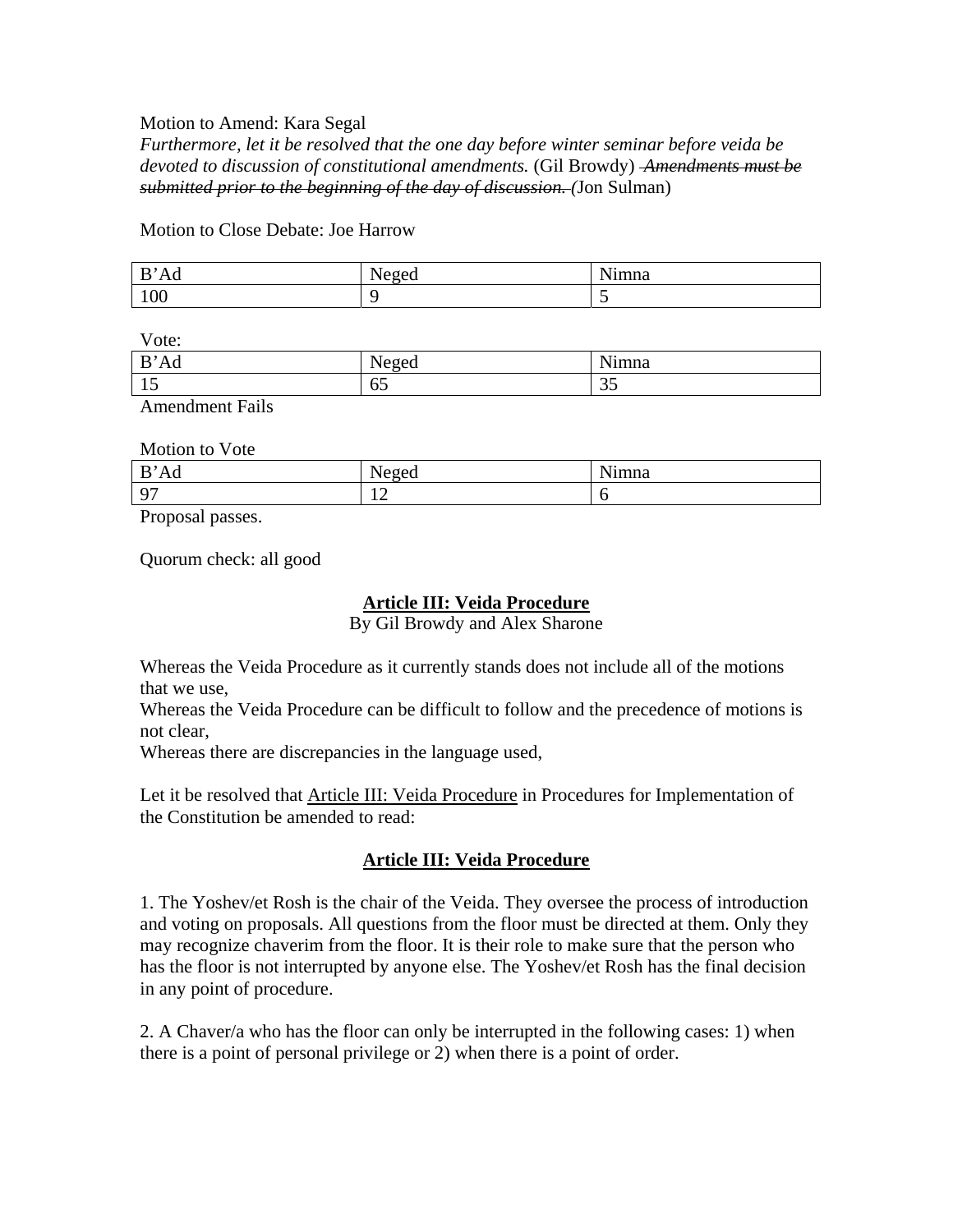Motion to Amend: Kara Segal

*Furthermore, let it be resolved that the one day before winter seminar before veida be devoted to discussion of constitutional amendments.* (Gil Browdy) ~~*Amendments must be submitted prior to the beginning of the day of discussion.*~~ (Jon Sulman)

Motion to Close Debate: Joe Harrow

| B'Ad | Neged | Nimna |
| --- | --- | --- |
| 100 | 9 | 5 |

Vote:

| B'Ad | Neged | Nimna |
| --- | --- | --- |
| 15 | 65 | 35 |

Amendment Fails

Motion to Vote

| B'Ad | Neged | Nimna |
| --- | --- | --- |
| 97 | 12 | 6 |

Proposal passes.

Quorum check: all good

## **<u>Article III: Veida Procedure</u>**

By Gil Browdy and Alex Sharone

Whereas the Veida Procedure as it currently stands does not include all of the motions that we use,
Whereas the Veida Procedure can be difficult to follow and the precedence of motions is not clear,
Whereas there are discrepancies in the language used,

Let it be resolved that <u>Article III: Veida Procedure</u> in Procedures for Implementation of the Constitution be amended to read:

## **<u>Article III: Veida Procedure</u>**

1. The Yoshev/et Rosh is the chair of the Veida. They oversee the process of introduction and voting on proposals. All questions from the floor must be directed at them. Only they may recognize chaverim from the floor. It is their role to make sure that the person who has the floor is not interrupted by anyone else. The Yoshev/et Rosh has the final decision in any point of procedure.

2. A Chaver/a who has the floor can only be interrupted in the following cases: 1) when there is a point of personal privilege or 2) when there is a point of order.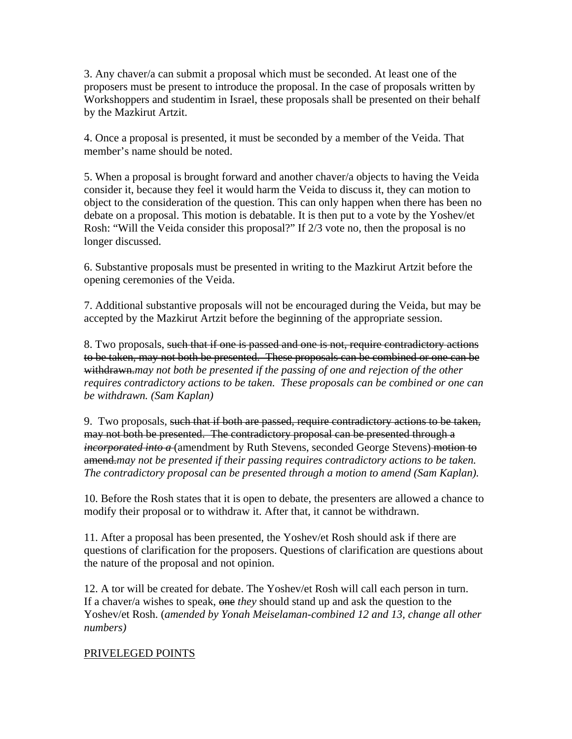3. Any chaver/a can submit a proposal which must be seconded. At least one of the proposers must be present to introduce the proposal. In the case of proposals written by Workshoppers and studentim in Israel, these proposals shall be presented on their behalf by the Mazkirut Artzit.

4. Once a proposal is presented, it must be seconded by a member of the Veida. That member's name should be noted.

5. When a proposal is brought forward and another chaver/a objects to having the Veida consider it, because they feel it would harm the Veida to discuss it, they can motion to object to the consideration of the question. This can only happen when there has been no debate on a proposal. This motion is debatable. It is then put to a vote by the Yoshev/et Rosh: "Will the Veida consider this proposal?" If 2/3 vote no, then the proposal is no longer discussed.

6. Substantive proposals must be presented in writing to the Mazkirut Artzit before the opening ceremonies of the Veida.

7. Additional substantive proposals will not be encouraged during the Veida, but may be accepted by the Mazkirut Artzit before the beginning of the appropriate session.

8. Two proposals, ~~such that if one is passed and one is not, require contradictory actions to be taken, may not both be presented. These proposals can be combined or one can be withdrawn.~~*may not both be presented if the passing of one and rejection of the other requires contradictory actions to be taken. These proposals can be combined or one can be withdrawn. (Sam Kaplan)*

9. Two proposals, ~~such that if both are passed, require contradictory actions to be taken, may not both be presented. The contradictory proposal can be presented through a~~ ~~*incorporated into a*~~ (amendment by Ruth Stevens, seconded George Stevens) ~~motion to amend.~~*may not be presented if their passing requires contradictory actions to be taken. The contradictory proposal can be presented through a motion to amend (Sam Kaplan).*

10. Before the Rosh states that it is open to debate, the presenters are allowed a chance to modify their proposal or to withdraw it. After that, it cannot be withdrawn.

11. After a proposal has been presented, the Yoshev/et Rosh should ask if there are questions of clarification for the proposers. Questions of clarification are questions about the nature of the proposal and not opinion.

12. A tor will be created for debate. The Yoshev/et Rosh will call each person in turn. If a chaver/a wishes to speak, ~~one~~ *they* should stand up and ask the question to the Yoshev/et Rosh. (*amended by Yonah Meiselaman-combined 12 and 13, change all other numbers)*

<u>PRIVELEGED POINTS</u>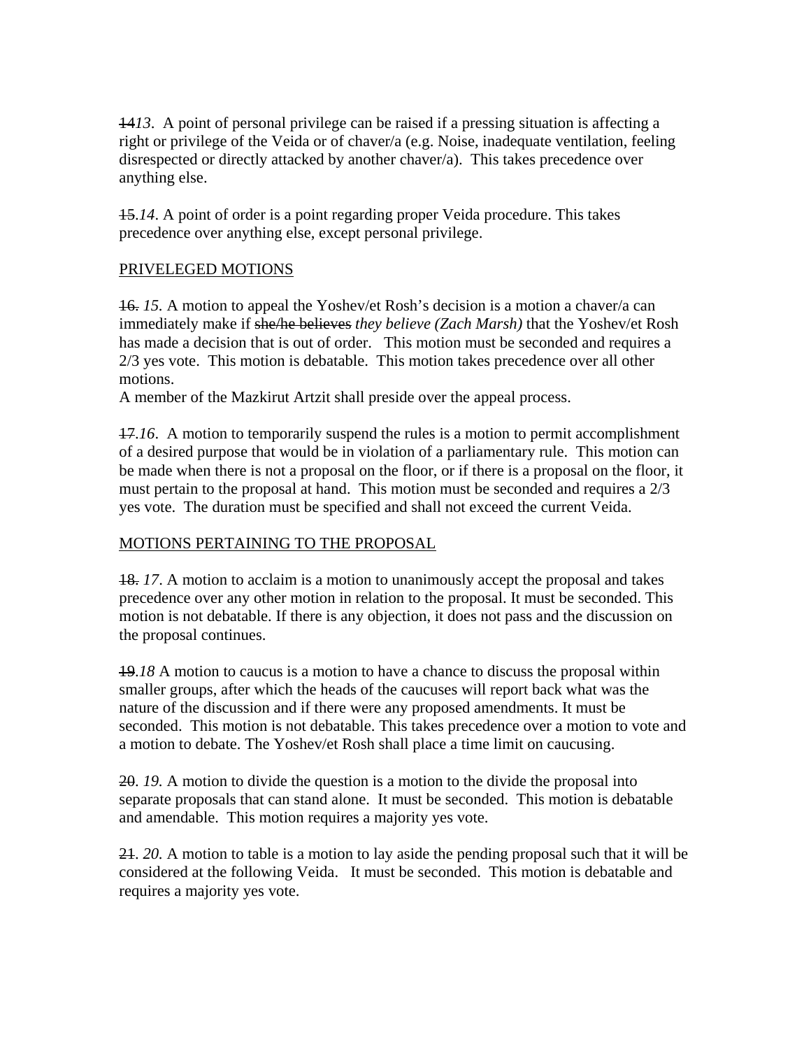~~14~~*13*. A point of personal privilege can be raised if a pressing situation is affecting a right or privilege of the Veida or of chaver/a (e.g. Noise, inadequate ventilation, feeling disrespected or directly attacked by another chaver/a). This takes precedence over anything else.

~~15~~.*14*. A point of order is a point regarding proper Veida procedure. This takes precedence over anything else, except personal privilege.

<u>PRIVELEGED MOTIONS</u>

~~16.~~ *15.* A motion to appeal the Yoshev/et Rosh's decision is a motion a chaver/a can immediately make if ~~she/he believes~~ *they believe (Zach Marsh)* that the Yoshev/et Rosh has made a decision that is out of order. This motion must be seconded and requires a 2/3 yes vote. This motion is debatable. This motion takes precedence over all other motions.
A member of the Mazkirut Artzit shall preside over the appeal process.

~~17~~.*16*. A motion to temporarily suspend the rules is a motion to permit accomplishment of a desired purpose that would be in violation of a parliamentary rule. This motion can be made when there is not a proposal on the floor, or if there is a proposal on the floor, it must pertain to the proposal at hand. This motion must be seconded and requires a 2/3 yes vote. The duration must be specified and shall not exceed the current Veida.

<u>MOTIONS PERTAINING TO THE PROPOSAL</u>

~~18.~~ *17*. A motion to acclaim is a motion to unanimously accept the proposal and takes precedence over any other motion in relation to the proposal. It must be seconded. This motion is not debatable. If there is any objection, it does not pass and the discussion on the proposal continues.

~~19~~.*18* A motion to caucus is a motion to have a chance to discuss the proposal within smaller groups, after which the heads of the caucuses will report back what was the nature of the discussion and if there were any proposed amendments. It must be seconded. This motion is not debatable. This takes precedence over a motion to vote and a motion to debate. The Yoshev/et Rosh shall place a time limit on caucusing.

~~20~~. *19.* A motion to divide the question is a motion to the divide the proposal into separate proposals that can stand alone. It must be seconded. This motion is debatable and amendable. This motion requires a majority yes vote.

~~21~~. *20.* A motion to table is a motion to lay aside the pending proposal such that it will be considered at the following Veida. It must be seconded. This motion is debatable and requires a majority yes vote.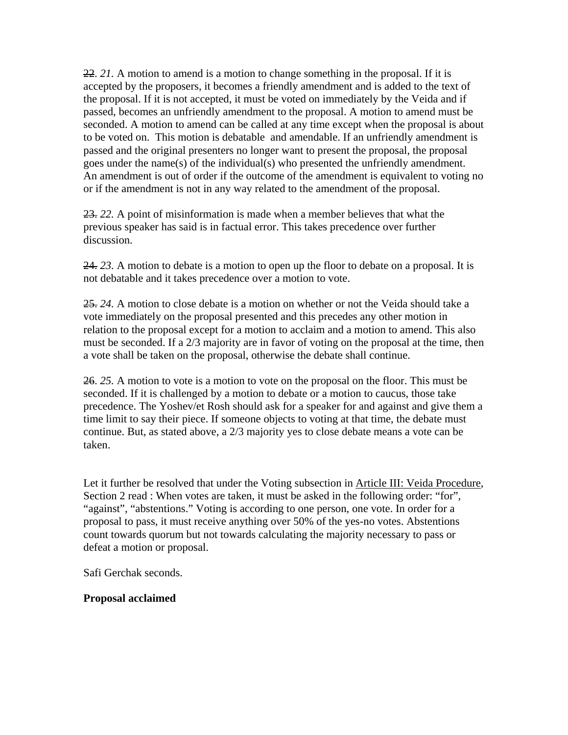~~22~~. *21.* A motion to amend is a motion to change something in the proposal. If it is accepted by the proposers, it becomes a friendly amendment and is added to the text of the proposal. If it is not accepted, it must be voted on immediately by the Veida and if passed, becomes an unfriendly amendment to the proposal. A motion to amend must be seconded. A motion to amend can be called at any time except when the proposal is about to be voted on. This motion is debatable and amendable. If an unfriendly amendment is passed and the original presenters no longer want to present the proposal, the proposal goes under the name(s) of the individual(s) who presented the unfriendly amendment. An amendment is out of order if the outcome of the amendment is equivalent to voting no or if the amendment is not in any way related to the amendment of the proposal.

~~23.~~ *22.* A point of misinformation is made when a member believes that what the previous speaker has said is in factual error. This takes precedence over further discussion.

~~24.~~ *23.* A motion to debate is a motion to open up the floor to debate on a proposal. It is not debatable and it takes precedence over a motion to vote.

~~25.~~ *24.* A motion to close debate is a motion on whether or not the Veida should take a vote immediately on the proposal presented and this precedes any other motion in relation to the proposal except for a motion to acclaim and a motion to amend. This also must be seconded. If a 2/3 majority are in favor of voting on the proposal at the time, then a vote shall be taken on the proposal, otherwise the debate shall continue.

~~26~~. *25.* A motion to vote is a motion to vote on the proposal on the floor. This must be seconded. If it is challenged by a motion to debate or a motion to caucus, those take precedence. The Yoshev/et Rosh should ask for a speaker for and against and give them a time limit to say their piece. If someone objects to voting at that time, the debate must continue. But, as stated above, a 2/3 majority yes to close debate means a vote can be taken.

Let it further be resolved that under the Voting subsection in Article III: Veida Procedure, Section 2 read : When votes are taken, it must be asked in the following order: "for", "against", "abstentions." Voting is according to one person, one vote. In order for a proposal to pass, it must receive anything over 50% of the yes-no votes. Abstentions count towards quorum but not towards calculating the majority necessary to pass or defeat a motion or proposal.

Safi Gerchak seconds.

**Proposal acclaimed**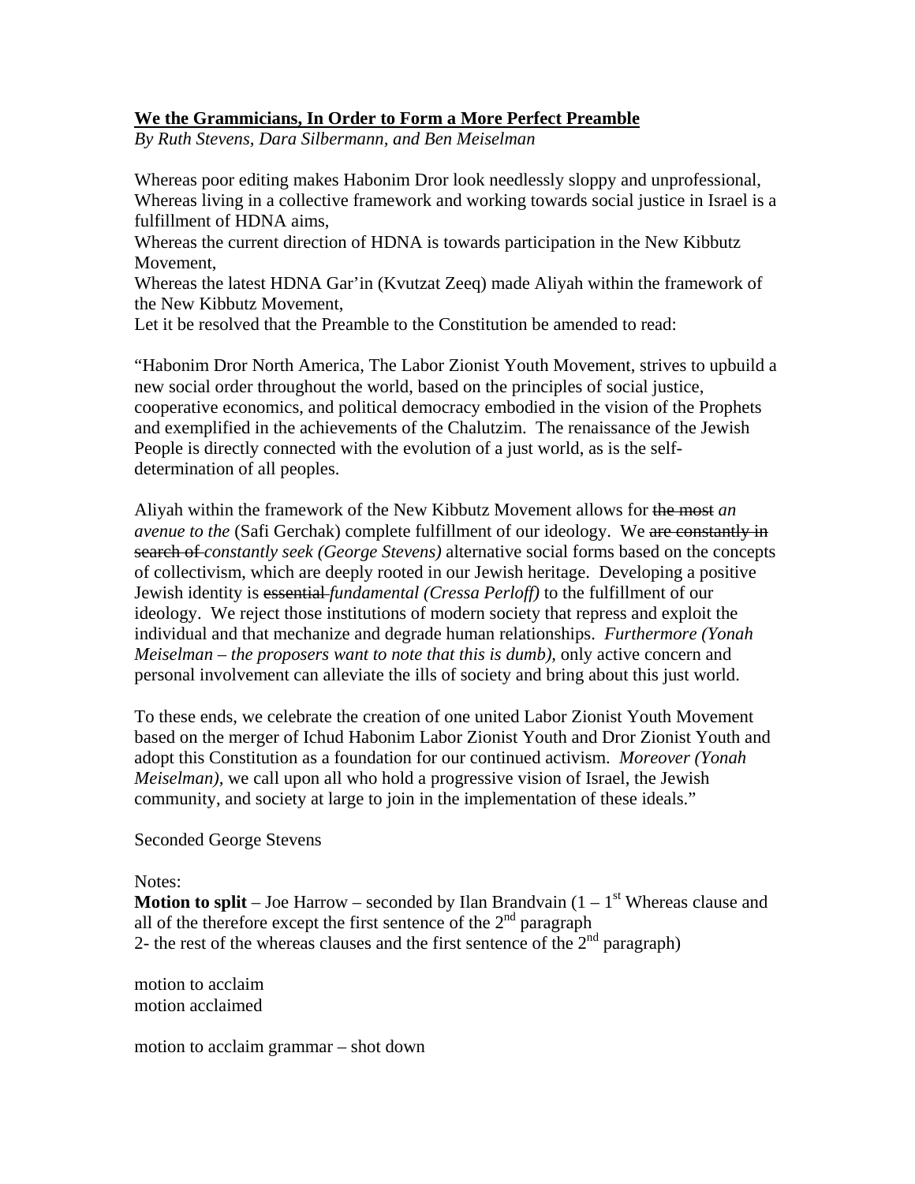**We the Grammicians, In Order to Form a More Perfect Preamble**

*By Ruth Stevens, Dara Silbermann, and Ben Meiselman*

Whereas poor editing makes Habonim Dror look needlessly sloppy and unprofessional,
Whereas living in a collective framework and working towards social justice in Israel is a fulfillment of HDNA aims,
Whereas the current direction of HDNA is towards participation in the New Kibbutz Movement,
Whereas the latest HDNA Gar'in (Kvutzat Zeeq) made Aliyah within the framework of the New Kibbutz Movement,
Let it be resolved that the Preamble to the Constitution be amended to read:

"Habonim Dror North America, The Labor Zionist Youth Movement, strives to upbuild a new social order throughout the world, based on the principles of social justice, cooperative economics, and political democracy embodied in the vision of the Prophets and exemplified in the achievements of the Chalutzim. The renaissance of the Jewish People is directly connected with the evolution of a just world, as is the self-determination of all peoples.

Aliyah within the framework of the New Kibbutz Movement allows for ~~the most~~ *an avenue to the* (Safi Gerchak) complete fulfillment of our ideology. We ~~are constantly in search of~~ *constantly seek (George Stevens)* alternative social forms based on the concepts of collectivism, which are deeply rooted in our Jewish heritage. Developing a positive Jewish identity is ~~essential~~ *fundamental (Cressa Perloff)* to the fulfillment of our ideology. We reject those institutions of modern society that repress and exploit the individual and that mechanize and degrade human relationships. *Furthermore (Yonah Meiselman – the proposers want to note that this is dumb),* only active concern and personal involvement can alleviate the ills of society and bring about this just world.

To these ends, we celebrate the creation of one united Labor Zionist Youth Movement based on the merger of Ichud Habonim Labor Zionist Youth and Dror Zionist Youth and adopt this Constitution as a foundation for our continued activism. *Moreover (Yonah Meiselman),* we call upon all who hold a progressive vision of Israel, the Jewish community, and society at large to join in the implementation of these ideals."

Seconded George Stevens

Notes:
**Motion to split** – Joe Harrow – seconded by Ilan Brandvain (1 – 1st Whereas clause and all of the therefore except the first sentence of the 2nd paragraph
2- the rest of the whereas clauses and the first sentence of the 2nd paragraph)

motion to acclaim
motion acclaimed

motion to acclaim grammar – shot down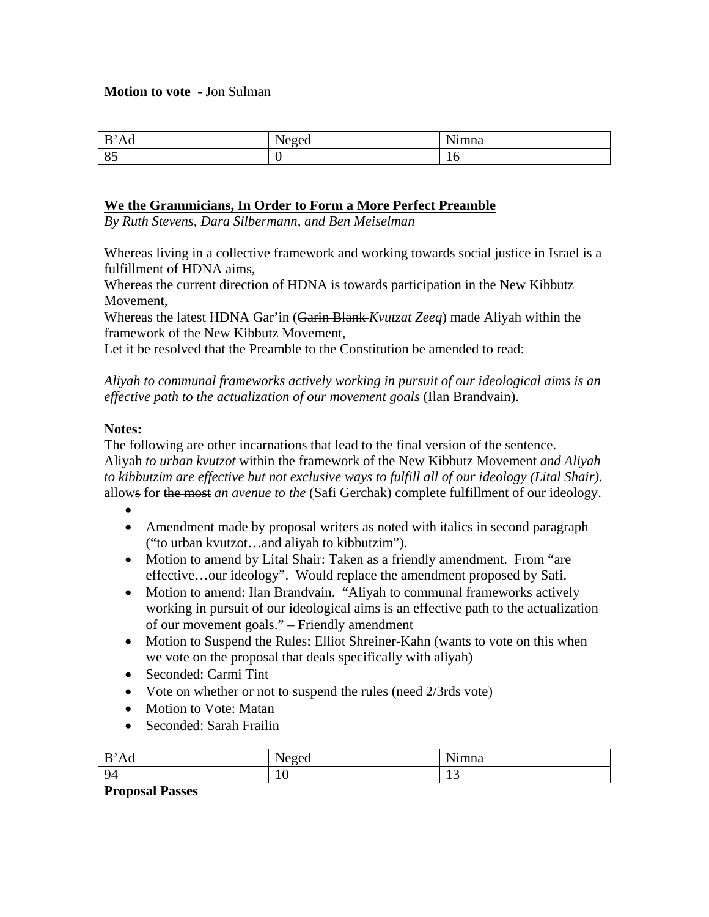**Motion to vote** - Jon Sulman

| B'Ad | Neged | Nimna |
| --- | --- | --- |
| 85 | 0 | 16 |

**We the Grammicians, In Order to Form a More Perfect Preamble**

*By Ruth Stevens, Dara Silbermann, and Ben Meiselman*

Whereas living in a collective framework and working towards social justice in Israel is a fulfillment of HDNA aims,
Whereas the current direction of HDNA is towards participation in the New Kibbutz Movement,
Whereas the latest HDNA Gar'in (~~Garin Blank~~ *Kvutzat Zeeq*) made Aliyah within the framework of the New Kibbutz Movement,
Let it be resolved that the Preamble to the Constitution be amended to read:

*Aliyah to communal frameworks actively working in pursuit of our ideological aims is an effective path to the actualization of our movement goals* (Ilan Brandvain).

**Notes:**

The following are other incarnations that lead to the final version of the sentence.
Aliyah *to urban kvutzot* within the framework of the New Kibbutz Movement *and Aliyah to kibbutzim are effective but not exclusive ways to fulfill all of our ideology (Lital Shair).*
allow~~s~~ for ~~the most~~ *an avenue to the* (Safi Gerchak) complete fulfillment of our ideology.

-
- Amendment made by proposal writers as noted with italics in second paragraph ("to urban kvutzot…and aliyah to kibbutzim").
- Motion to amend by Lital Shair: Taken as a friendly amendment. From "are effective…our ideology". Would replace the amendment proposed by Safi.
- Motion to amend: Ilan Brandvain. "Aliyah to communal frameworks actively working in pursuit of our ideological aims is an effective path to the actualization of our movement goals." – Friendly amendment
- Motion to Suspend the Rules: Elliot Shreiner-Kahn (wants to vote on this when we vote on the proposal that deals specifically with aliyah)
- Seconded: Carmi Tint
- Vote on whether or not to suspend the rules (need 2/3rds vote)
- Motion to Vote: Matan
- Seconded: Sarah Frailin

| B'Ad | Neged | Nimna |
| --- | --- | --- |
| 94 | 10 | 13 |

**Proposal Passes**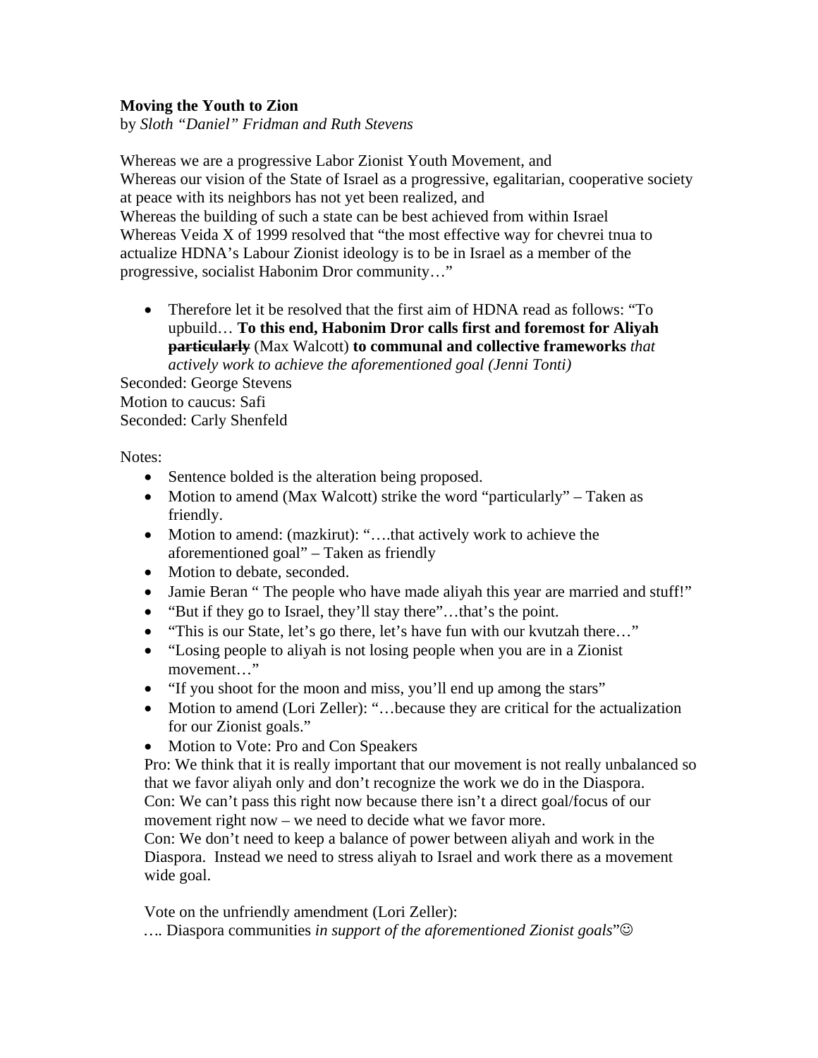**Moving the Youth to Zion**
by *Sloth "Daniel" Fridman and Ruth Stevens*

Whereas we are a progressive Labor Zionist Youth Movement, and
Whereas our vision of the State of Israel as a progressive, egalitarian, cooperative society at peace with its neighbors has not yet been realized, and
Whereas the building of such a state can be best achieved from within Israel
Whereas Veida X of 1999 resolved that "the most effective way for chevrei tnua to actualize HDNA's Labour Zionist ideology is to be in Israel as a member of the progressive, socialist Habonim Dror community…"

- Therefore let it be resolved that the first aim of HDNA read as follows: "To upbuild… **To this end, Habonim Dror calls first and foremost for Aliyah ~~particularly~~** (Max Walcott) **to communal and collective frameworks** *that actively work to achieve the aforementioned goal (Jenni Tonti)*

Seconded: George Stevens
Motion to caucus: Safi
Seconded: Carly Shenfeld

Notes:

- Sentence bolded is the alteration being proposed.
- Motion to amend (Max Walcott) strike the word "particularly" – Taken as friendly.
- Motion to amend: (mazkirut): "….that actively work to achieve the aforementioned goal" – Taken as friendly
- Motion to debate, seconded.
- Jamie Beran " The people who have made aliyah this year are married and stuff!"
- "But if they go to Israel, they'll stay there"…that's the point.
- "This is our State, let's go there, let's have fun with our kvutzah there…"
- "Losing people to aliyah is not losing people when you are in a Zionist movement…"
- "If you shoot for the moon and miss, you'll end up among the stars"
- Motion to amend (Lori Zeller): "…because they are critical for the actualization for our Zionist goals."
- Motion to Vote: Pro and Con Speakers

Pro: We think that it is really important that our movement is not really unbalanced so that we favor aliyah only and don't recognize the work we do in the Diaspora.
Con: We can't pass this right now because there isn't a direct goal/focus of our movement right now – we need to decide what we favor more.
Con: We don't need to keep a balance of power between aliyah and work in the Diaspora. Instead we need to stress aliyah to Israel and work there as a movement wide goal.

Vote on the unfriendly amendment (Lori Zeller):
…. Diaspora communities *in support of the aforementioned Zionist goals*"☺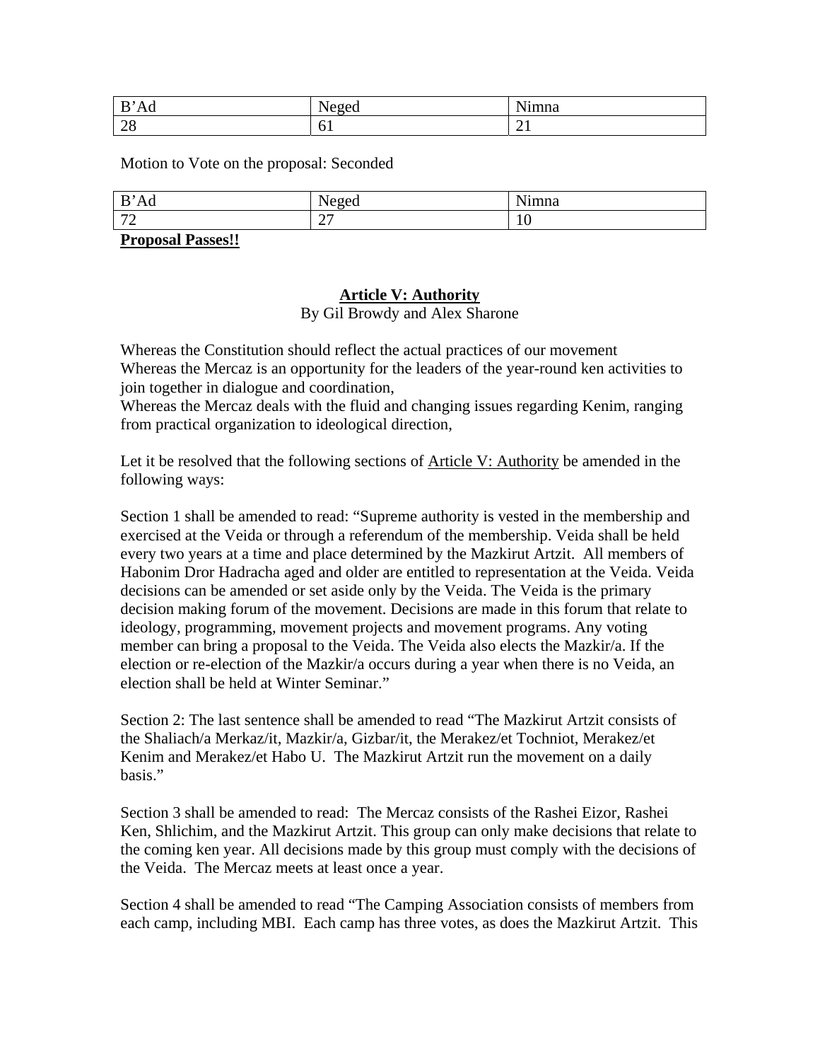| B'Ad | Neged | Nimna |
| --- | --- | --- |
| 28 | 61 | 21 |

Motion to Vote on the proposal: Seconded

| B'Ad | Neged | Nimna |
| --- | --- | --- |
| 72 | 27 | 10 |

**Proposal Passes!!**

## Article V: Authority

By Gil Browdy and Alex Sharone

Whereas the Constitution should reflect the actual practices of our movement
Whereas the Mercaz is an opportunity for the leaders of the year-round ken activities to join together in dialogue and coordination,
Whereas the Mercaz deals with the fluid and changing issues regarding Kenim, ranging from practical organization to ideological direction,

Let it be resolved that the following sections of Article V: Authority be amended in the following ways:

Section 1 shall be amended to read: "Supreme authority is vested in the membership and exercised at the Veida or through a referendum of the membership. Veida shall be held every two years at a time and place determined by the Mazkirut Artzit. All members of Habonim Dror Hadracha aged and older are entitled to representation at the Veida. Veida decisions can be amended or set aside only by the Veida. The Veida is the primary decision making forum of the movement. Decisions are made in this forum that relate to ideology, programming, movement projects and movement programs. Any voting member can bring a proposal to the Veida. The Veida also elects the Mazkir/a. If the election or re-election of the Mazkir/a occurs during a year when there is no Veida, an election shall be held at Winter Seminar."

Section 2: The last sentence shall be amended to read "The Mazkirut Artzit consists of the Shaliach/a Merkaz/it, Mazkir/a, Gizbar/it, the Merakez/et Tochniot, Merakez/et Kenim and Merakez/et Habo U. The Mazkirut Artzit run the movement on a daily basis."

Section 3 shall be amended to read: The Mercaz consists of the Rashei Eizor, Rashei Ken, Shlichim, and the Mazkirut Artzit. This group can only make decisions that relate to the coming ken year. All decisions made by this group must comply with the decisions of the Veida. The Mercaz meets at least once a year.

Section 4 shall be amended to read "The Camping Association consists of members from each camp, including MBI. Each camp has three votes, as does the Mazkirut Artzit. This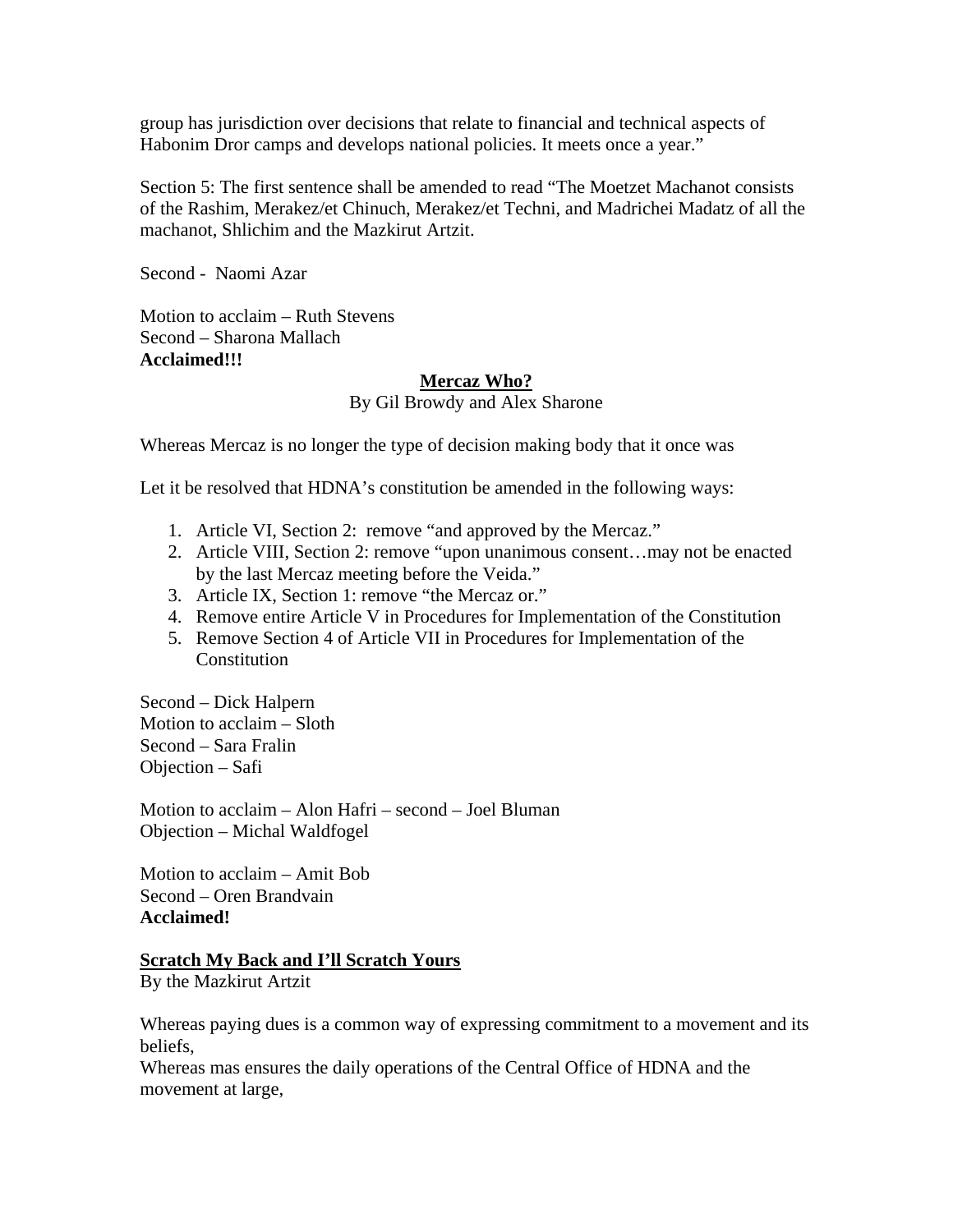group has jurisdiction over decisions that relate to financial and technical aspects of Habonim Dror camps and develops national policies. It meets once a year."

Section 5: The first sentence shall be amended to read "The Moetzet Machanot consists of the Rashim, Merakez/et Chinuch, Merakez/et Techni, and Madrichei Madatz of all the machanot, Shlichim and the Mazkirut Artzit.

Second - Naomi Azar

Motion to acclaim – Ruth Stevens
Second – Sharona Mallach
**Acclaimed!!!**

**Mercaz Who?**

By Gil Browdy and Alex Sharone

Whereas Mercaz is no longer the type of decision making body that it once was

Let it be resolved that HDNA's constitution be amended in the following ways:

1. Article VI, Section 2: remove "and approved by the Mercaz."
2. Article VIII, Section 2: remove "upon unanimous consent…may not be enacted by the last Mercaz meeting before the Veida."
3. Article IX, Section 1: remove "the Mercaz or."
4. Remove entire Article V in Procedures for Implementation of the Constitution
5. Remove Section 4 of Article VII in Procedures for Implementation of the Constitution

Second – Dick Halpern
Motion to acclaim – Sloth
Second – Sara Fralin
Objection – Safi

Motion to acclaim – Alon Hafri – second – Joel Bluman
Objection – Michal Waldfogel

Motion to acclaim – Amit Bob
Second – Oren Brandvain
**Acclaimed!**

**Scratch My Back and I'll Scratch Yours**

By the Mazkirut Artzit

Whereas paying dues is a common way of expressing commitment to a movement and its beliefs,
Whereas mas ensures the daily operations of the Central Office of HDNA and the movement at large,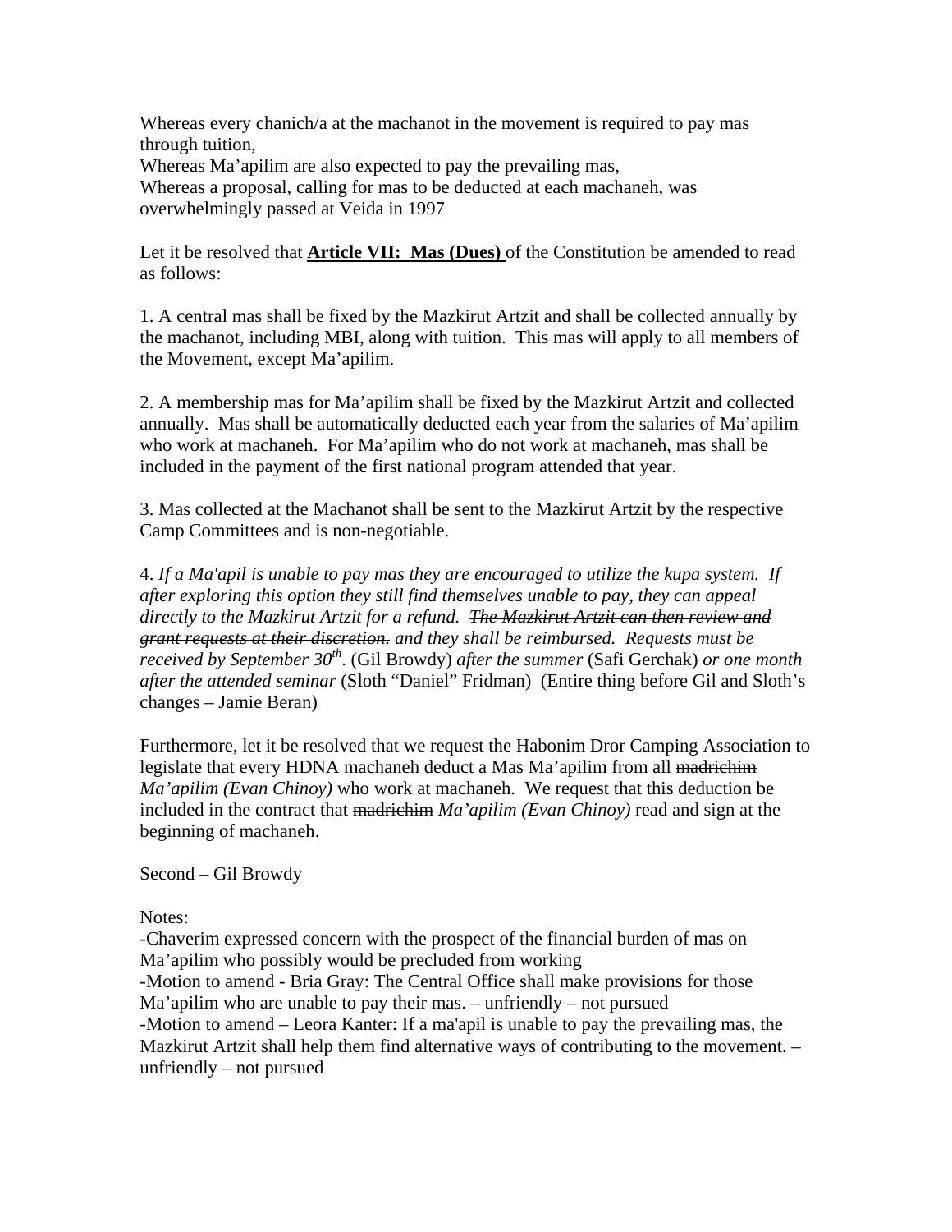Whereas every chanich/a at the machanot in the movement is required to pay mas through tuition,
Whereas Ma'apilim are also expected to pay the prevailing mas,
Whereas a proposal, calling for mas to be deducted at each machaneh, was overwhelmingly passed at Veida in 1997

Let it be resolved that **Article VII: Mas (Dues)** of the Constitution be amended to read as follows:

1. A central mas shall be fixed by the Mazkirut Artzit and shall be collected annually by the machanot, including MBI, along with tuition. This mas will apply to all members of the Movement, except Ma'apilim.

2. A membership mas for Ma'apilim shall be fixed by the Mazkirut Artzit and collected annually. Mas shall be automatically deducted each year from the salaries of Ma'apilim who work at machaneh. For Ma'apilim who do not work at machaneh, mas shall be included in the payment of the first national program attended that year.

3. Mas collected at the Machanot shall be sent to the Mazkirut Artzit by the respective Camp Committees and is non-negotiable.

4. *If a Ma'apil is unable to pay mas they are encouraged to utilize the kupa system. If after exploring this option they still find themselves unable to pay, they can appeal directly to the Mazkirut Artzit for a refund.* ~~*The Mazkirut Artzit can then review and grant requests at their discretion.*~~ *and they shall be reimbursed. Requests must be received by September 30th*. (Gil Browdy) *after the summer* (Safi Gerchak) *or one month after the attended seminar* (Sloth "Daniel" Fridman) (Entire thing before Gil and Sloth's changes – Jamie Beran)

Furthermore, let it be resolved that we request the Habonim Dror Camping Association to legislate that every HDNA machaneh deduct a Mas Ma'apilim from all ~~madrichim~~ *Ma'apilim (Evan Chinoy)* who work at machaneh. We request that this deduction be included in the contract that ~~madrichim~~ *Ma'apilim (Evan Chinoy)* read and sign at the beginning of machaneh.

Second – Gil Browdy

Notes:
-Chaverim expressed concern with the prospect of the financial burden of mas on Ma'apilim who possibly would be precluded from working
-Motion to amend - Bria Gray: The Central Office shall make provisions for those Ma'apilim who are unable to pay their mas. – unfriendly – not pursued
-Motion to amend – Leora Kanter: If a ma'apil is unable to pay the prevailing mas, the Mazkirut Artzit shall help them find alternative ways of contributing to the movement. – unfriendly – not pursued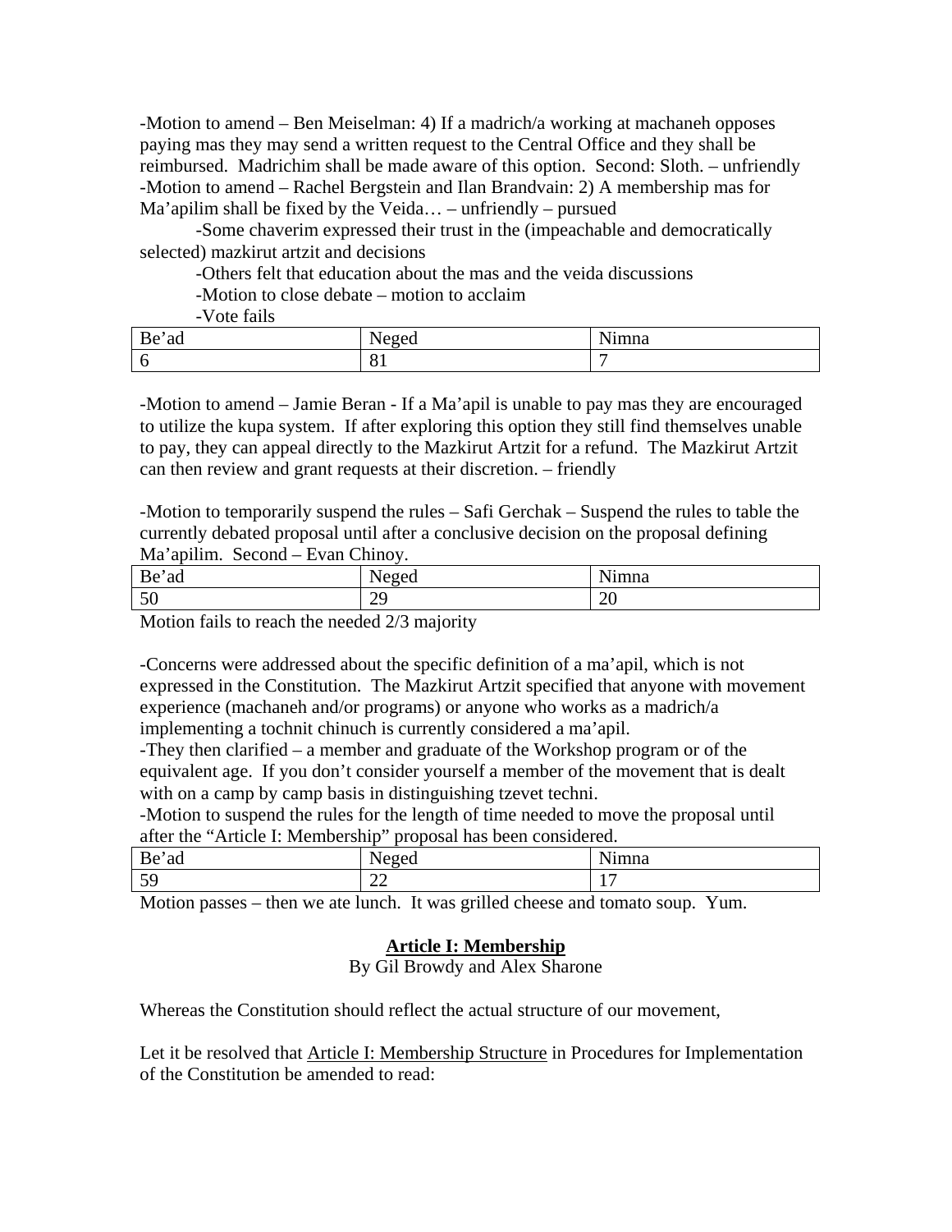-Motion to amend – Ben Meiselman: 4) If a madrich/a working at machaneh opposes paying mas they may send a written request to the Central Office and they shall be reimbursed. Madrichim shall be made aware of this option. Second: Sloth. – unfriendly
-Motion to amend – Rachel Bergstein and Ilan Brandvain: 2) A membership mas for Ma'apilim shall be fixed by the Veida… – unfriendly – pursued

-Some chaverim expressed their trust in the (impeachable and democratically selected) mazkirut artzit and decisions

-Others felt that education about the mas and the veida discussions

-Motion to close debate – motion to acclaim

-Vote fails

| Be'ad | Neged | Nimna |
|---|---|---|
| 6 | 81 | 7 |

-Motion to amend – Jamie Beran - If a Ma'apil is unable to pay mas they are encouraged to utilize the kupa system. If after exploring this option they still find themselves unable to pay, they can appeal directly to the Mazkirut Artzit for a refund. The Mazkirut Artzit can then review and grant requests at their discretion. – friendly

-Motion to temporarily suspend the rules – Safi Gerchak – Suspend the rules to table the currently debated proposal until after a conclusive decision on the proposal defining Ma'apilim. Second – Evan Chinoy.

| Be'ad | Neged | Nimna |
|---|---|---|
| 50 | 29 | 20 |

Motion fails to reach the needed 2/3 majority

-Concerns were addressed about the specific definition of a ma'apil, which is not expressed in the Constitution. The Mazkirut Artzit specified that anyone with movement experience (machaneh and/or programs) or anyone who works as a madrich/a implementing a tochnit chinuch is currently considered a ma'apil.
-They then clarified – a member and graduate of the Workshop program or of the equivalent age. If you don't consider yourself a member of the movement that is dealt with on a camp by camp basis in distinguishing tzevet techni.
-Motion to suspend the rules for the length of time needed to move the proposal until after the "Article I: Membership" proposal has been considered.

| Be'ad | Neged | Nimna |
|---|---|---|
| 59 | 22 | 17 |

Motion passes – then we ate lunch. It was grilled cheese and tomato soup. Yum.

## Article I: Membership

By Gil Browdy and Alex Sharone

Whereas the Constitution should reflect the actual structure of our movement,

Let it be resolved that Article I: Membership Structure in Procedures for Implementation of the Constitution be amended to read: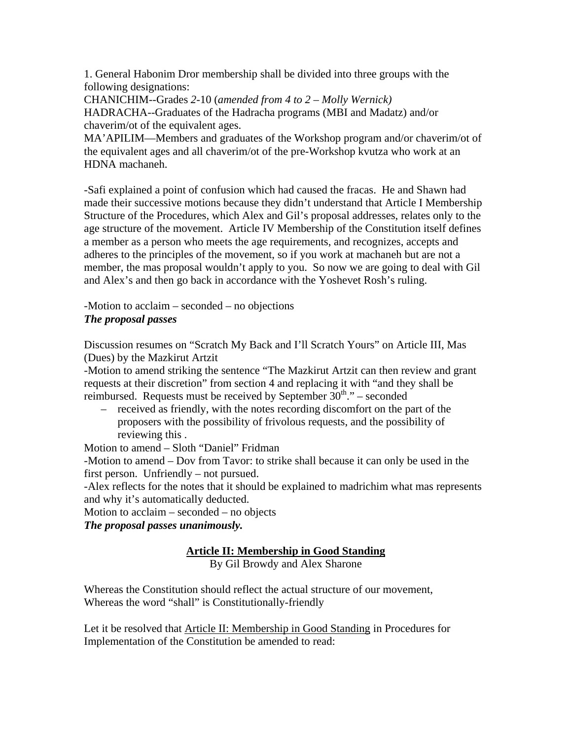1. General Habonim Dror membership shall be divided into three groups with the following designations:
CHANICHIM--Grades *2*-10 (*amended from 4 to 2 – Molly Wernick)*
HADRACHA--Graduates of the Hadracha programs (MBI and Madatz) and/or chaverim/ot of the equivalent ages.
MA'APILIM—Members and graduates of the Workshop program and/or chaverim/ot of the equivalent ages and all chaverim/ot of the pre-Workshop kvutza who work at an HDNA machaneh.

-Safi explained a point of confusion which had caused the fracas. He and Shawn had made their successive motions because they didn't understand that Article I Membership Structure of the Procedures, which Alex and Gil's proposal addresses, relates only to the age structure of the movement. Article IV Membership of the Constitution itself defines a member as a person who meets the age requirements, and recognizes, accepts and adheres to the principles of the movement, so if you work at machaneh but are not a member, the mas proposal wouldn't apply to you. So now we are going to deal with Gil and Alex's and then go back in accordance with the Yoshevet Rosh's ruling.

-Motion to acclaim – seconded – no objections
***The proposal passes***

Discussion resumes on "Scratch My Back and I'll Scratch Yours" on Article III, Mas (Dues) by the Mazkirut Artzit
-Motion to amend striking the sentence "The Mazkirut Artzit can then review and grant requests at their discretion" from section 4 and replacing it with "and they shall be reimbursed. Requests must be received by September 30th." – seconded

- received as friendly, with the notes recording discomfort on the part of the proposers with the possibility of frivolous requests, and the possibility of reviewing this .

Motion to amend – Sloth "Daniel" Fridman
-Motion to amend – Dov from Tavor: to strike shall because it can only be used in the first person. Unfriendly – not pursued.
-Alex reflects for the notes that it should be explained to madrichim what mas represents and why it's automatically deducted.
Motion to acclaim – seconded – no objects
***The proposal passes unanimously.***

## Article II: Membership in Good Standing

By Gil Browdy and Alex Sharone

Whereas the Constitution should reflect the actual structure of our movement,
Whereas the word "shall" is Constitutionally-friendly

Let it be resolved that Article II: Membership in Good Standing in Procedures for Implementation of the Constitution be amended to read: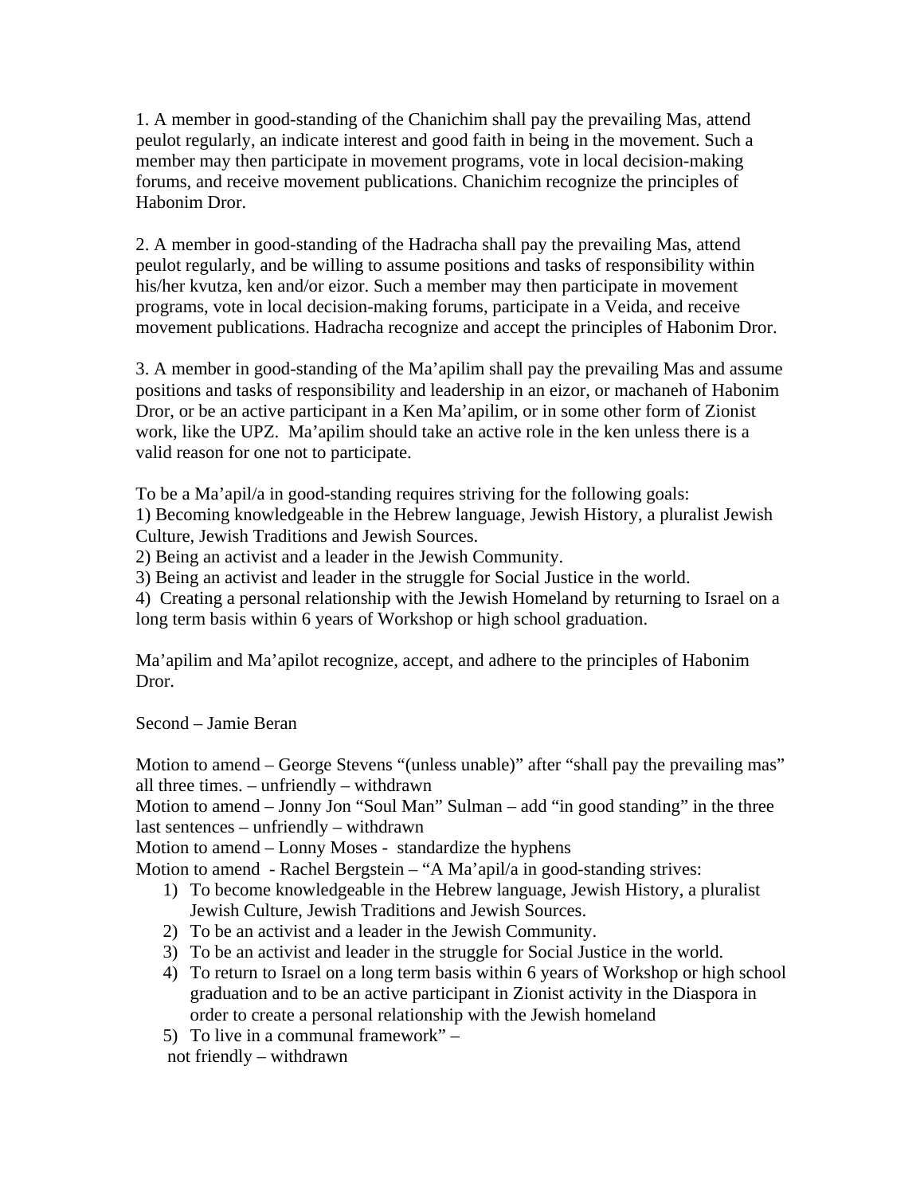1. A member in good-standing of the Chanichim shall pay the prevailing Mas, attend peulot regularly, an indicate interest and good faith in being in the movement. Such a member may then participate in movement programs, vote in local decision-making forums, and receive movement publications. Chanichim recognize the principles of Habonim Dror.

2. A member in good-standing of the Hadracha shall pay the prevailing Mas, attend peulot regularly, and be willing to assume positions and tasks of responsibility within his/her kvutza, ken and/or eizor. Such a member may then participate in movement programs, vote in local decision-making forums, participate in a Veida, and receive movement publications. Hadracha recognize and accept the principles of Habonim Dror.

3. A member in good-standing of the Ma'apilim shall pay the prevailing Mas and assume positions and tasks of responsibility and leadership in an eizor, or machaneh of Habonim Dror, or be an active participant in a Ken Ma'apilim, or in some other form of Zionist work, like the UPZ. Ma'apilim should take an active role in the ken unless there is a valid reason for one not to participate.

To be a Ma'apil/a in good-standing requires striving for the following goals:
1) Becoming knowledgeable in the Hebrew language, Jewish History, a pluralist Jewish Culture, Jewish Traditions and Jewish Sources.
2) Being an activist and a leader in the Jewish Community.
3) Being an activist and leader in the struggle for Social Justice in the world.
4) Creating a personal relationship with the Jewish Homeland by returning to Israel on a long term basis within 6 years of Workshop or high school graduation.

Ma'apilim and Ma'apilot recognize, accept, and adhere to the principles of Habonim Dror.

Second – Jamie Beran

Motion to amend – George Stevens "(unless unable)" after "shall pay the prevailing mas" all three times. – unfriendly – withdrawn
Motion to amend – Jonny Jon "Soul Man" Sulman – add "in good standing" in the three last sentences – unfriendly – withdrawn
Motion to amend – Lonny Moses - standardize the hyphens
Motion to amend - Rachel Bergstein – "A Ma'apil/a in good-standing strives:

1) To become knowledgeable in the Hebrew language, Jewish History, a pluralist Jewish Culture, Jewish Traditions and Jewish Sources.
2) To be an activist and a leader in the Jewish Community.
3) To be an activist and leader in the struggle for Social Justice in the world.
4) To return to Israel on a long term basis within 6 years of Workshop or high school graduation and to be an active participant in Zionist activity in the Diaspora in order to create a personal relationship with the Jewish homeland
5) To live in a communal framework" –

not friendly – withdrawn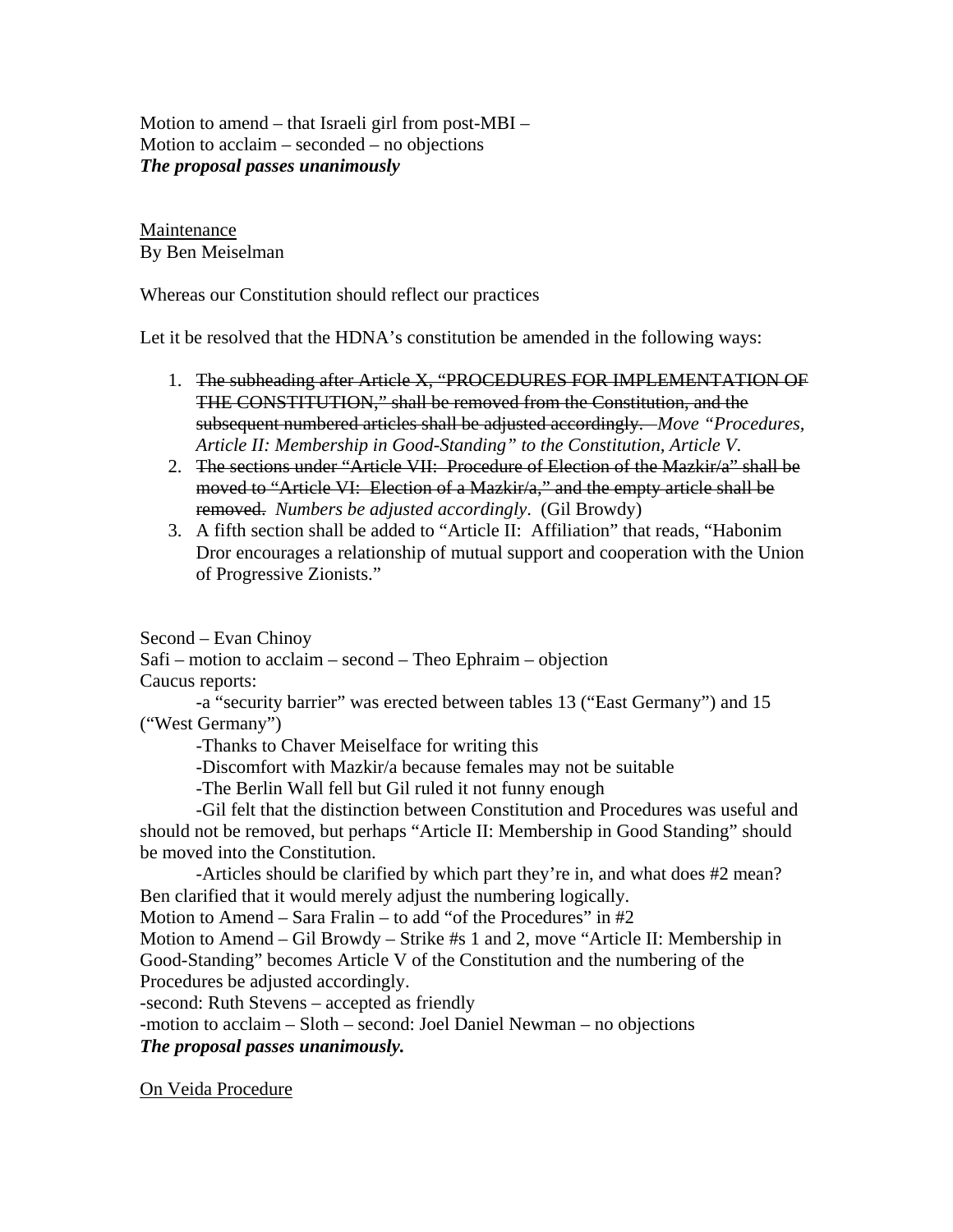Motion to amend – that Israeli girl from post-MBI –
Motion to acclaim – seconded – no objections
***The proposal passes unanimously***

<u>Maintenance</u>
By Ben Meiselman

Whereas our Constitution should reflect our practices

Let it be resolved that the HDNA's constitution be amended in the following ways:

1. ~~The subheading after Article X, "PROCEDURES FOR IMPLEMENTATION OF THE CONSTITUTION," shall be removed from the Constitution, and the subsequent numbered articles shall be adjusted accordingly.~~ *Move "Procedures, Article II: Membership in Good-Standing" to the Constitution, Article V.*
2. ~~The sections under "Article VII: Procedure of Election of the Mazkir/a" shall be moved to "Article VI: Election of a Mazkir/a," and the empty article shall be removed.~~ *Numbers be adjusted accordingly*. (Gil Browdy)
3. A fifth section shall be added to "Article II: Affiliation" that reads, "Habonim Dror encourages a relationship of mutual support and cooperation with the Union of Progressive Zionists."

Second – Evan Chinoy
Safi – motion to acclaim – second – Theo Ephraim – objection
Caucus reports:

-a "security barrier" was erected between tables 13 ("East Germany") and 15 ("West Germany")

-Thanks to Chaver Meiselface for writing this

-Discomfort with Mazkir/a because females may not be suitable

-The Berlin Wall fell but Gil ruled it not funny enough

-Gil felt that the distinction between Constitution and Procedures was useful and should not be removed, but perhaps "Article II: Membership in Good Standing" should be moved into the Constitution.

-Articles should be clarified by which part they're in, and what does #2 mean? Ben clarified that it would merely adjust the numbering logically.

Motion to Amend – Sara Fralin – to add "of the Procedures" in #2
Motion to Amend – Gil Browdy – Strike #s 1 and 2, move "Article II: Membership in Good-Standing" becomes Article V of the Constitution and the numbering of the Procedures be adjusted accordingly.
-second: Ruth Stevens – accepted as friendly
-motion to acclaim – Sloth – second: Joel Daniel Newman – no objections
***The proposal passes unanimously.***

<u>On Veida Procedure</u>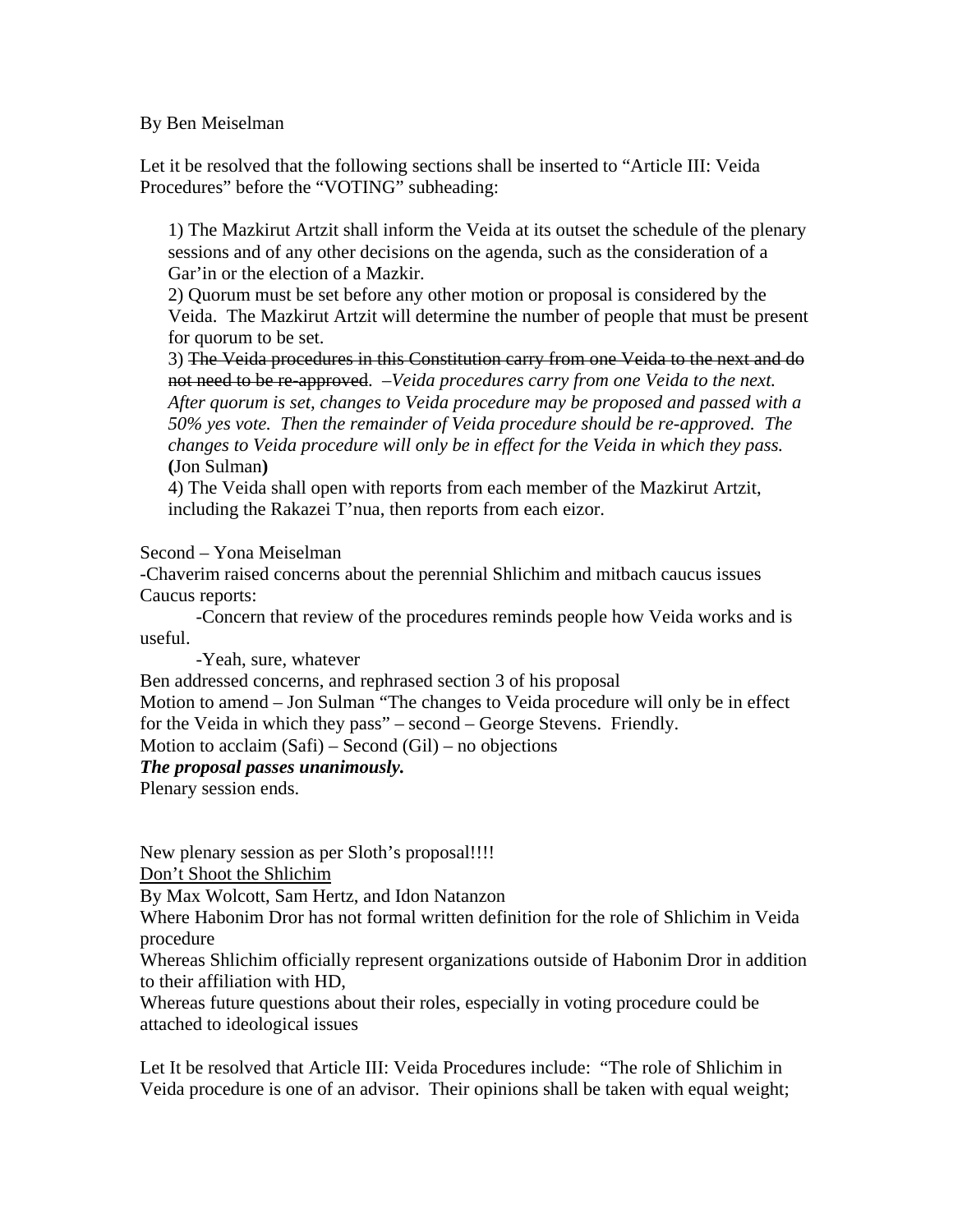By Ben Meiselman

Let it be resolved that the following sections shall be inserted to "Article III: Veida Procedures" before the "VOTING" subheading:

> 1) The Mazkirut Artzit shall inform the Veida at its outset the schedule of the plenary sessions and of any other decisions on the agenda, such as the consideration of a Gar'in or the election of a Mazkir.
> 2) Quorum must be set before any other motion or proposal is considered by the Veida. The Mazkirut Artzit will determine the number of people that must be present for quorum to be set.
> 3) ~~The Veida procedures in this Constitution carry from one Veida to the next and do not need to be re-approved.~~ –*Veida procedures carry from one Veida to the next. After quorum is set, changes to Veida procedure may be proposed and passed with a 50% yes vote. Then the remainder of Veida procedure should be re-approved. The changes to Veida procedure will only be in effect for the Veida in which they pass.* **(**Jon Sulman**)**
> 4) The Veida shall open with reports from each member of the Mazkirut Artzit, including the Rakazei T'nua, then reports from each eizor.

Second – Yona Meiselman

-Chaverim raised concerns about the perennial Shlichim and mitbach caucus issues

Caucus reports:

-Concern that review of the procedures reminds people how Veida works and is useful.

-Yeah, sure, whatever

Ben addressed concerns, and rephrased section 3 of his proposal

Motion to amend – Jon Sulman "The changes to Veida procedure will only be in effect for the Veida in which they pass" – second – George Stevens. Friendly.

Motion to acclaim (Safi) – Second (Gil) – no objections

***The proposal passes unanimously.***

Plenary session ends.

New plenary session as per Sloth's proposal!!!!

<u>Don't Shoot the Shlichim</u>

By Max Wolcott, Sam Hertz, and Idon Natanzon

Where Habonim Dror has not formal written definition for the role of Shlichim in Veida procedure

Whereas Shlichim officially represent organizations outside of Habonim Dror in addition to their affiliation with HD,

Whereas future questions about their roles, especially in voting procedure could be attached to ideological issues

Let It be resolved that Article III: Veida Procedures include: "The role of Shlichim in Veida procedure is one of an advisor. Their opinions shall be taken with equal weight;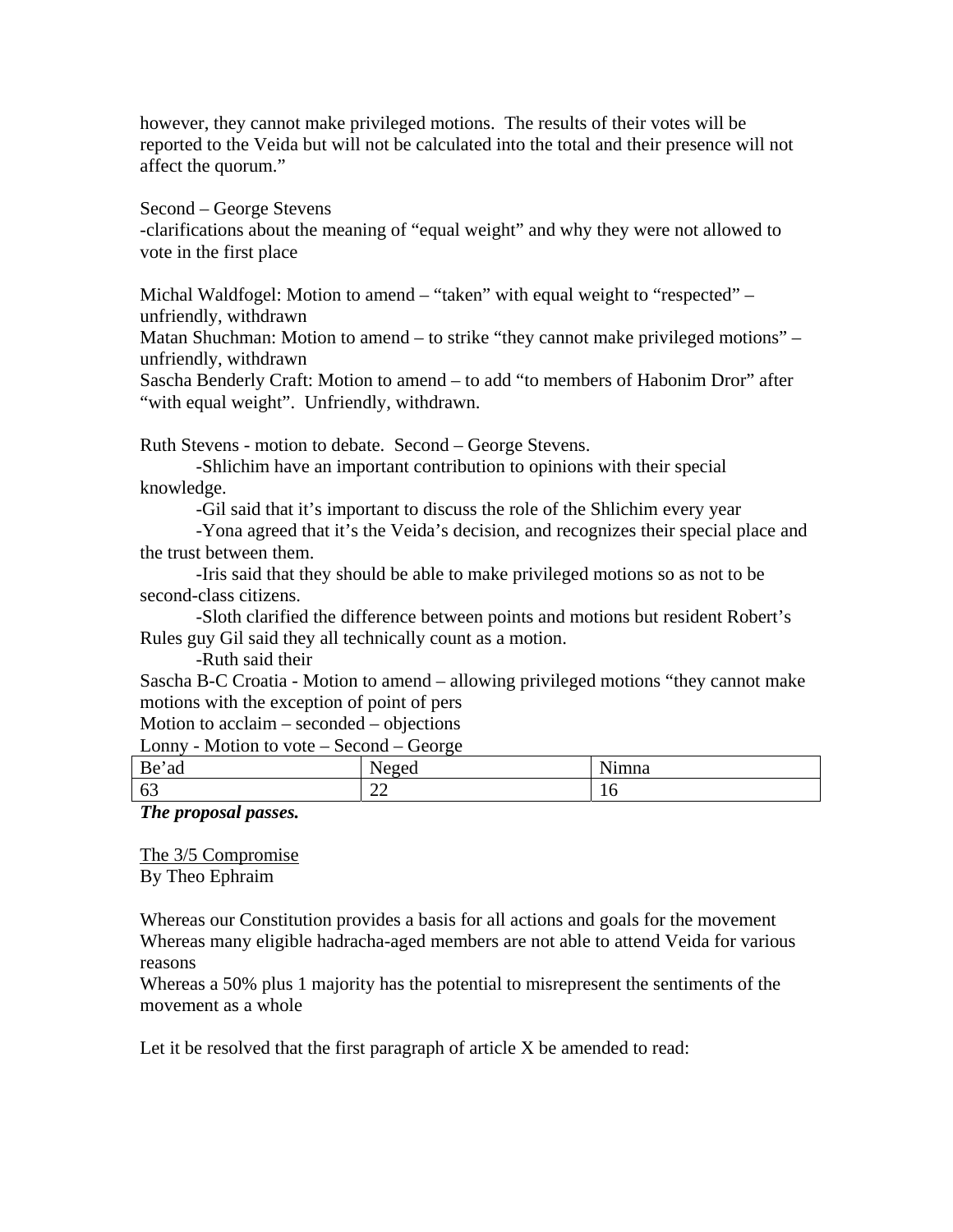however, they cannot make privileged motions. The results of their votes will be reported to the Veida but will not be calculated into the total and their presence will not affect the quorum."

Second – George Stevens
-clarifications about the meaning of "equal weight" and why they were not allowed to vote in the first place

Michal Waldfogel: Motion to amend – "taken" with equal weight to "respected" – unfriendly, withdrawn
Matan Shuchman: Motion to amend – to strike "they cannot make privileged motions" – unfriendly, withdrawn
Sascha Benderly Craft: Motion to amend – to add "to members of Habonim Dror" after "with equal weight". Unfriendly, withdrawn.

Ruth Stevens - motion to debate. Second – George Stevens.
-Shlichim have an important contribution to opinions with their special knowledge.
-Gil said that it's important to discuss the role of the Shlichim every year
-Yona agreed that it's the Veida's decision, and recognizes their special place and the trust between them.
-Iris said that they should be able to make privileged motions so as not to be second-class citizens.
-Sloth clarified the difference between points and motions but resident Robert's Rules guy Gil said they all technically count as a motion.
-Ruth said their
Sascha B-C Croatia - Motion to amend – allowing privileged motions "they cannot make motions with the exception of point of pers
Motion to acclaim – seconded – objections
Lonny - Motion to vote – Second – George

| Be'ad | Neged | Nimna |
|---|---|---|
| 63 | 22 | 16 |

***The proposal passes.***

<u>The 3/5 Compromise</u>
By Theo Ephraim

Whereas our Constitution provides a basis for all actions and goals for the movement
Whereas many eligible hadracha-aged members are not able to attend Veida for various reasons
Whereas a 50% plus 1 majority has the potential to misrepresent the sentiments of the movement as a whole

Let it be resolved that the first paragraph of article X be amended to read: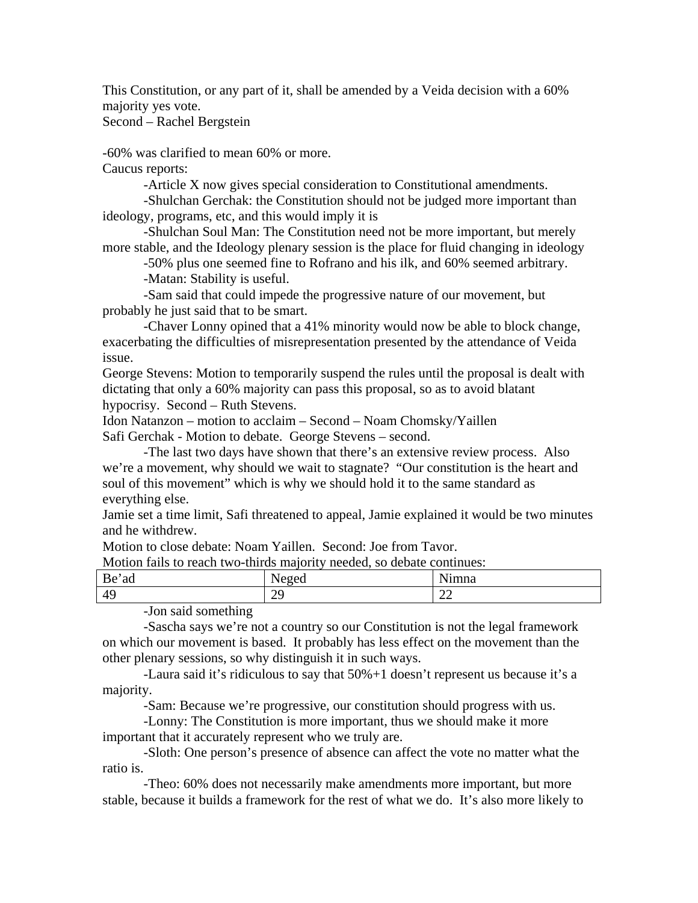This Constitution, or any part of it, shall be amended by a Veida decision with a 60% majority yes vote.
Second – Rachel Bergstein

-60% was clarified to mean 60% or more.
Caucus reports:

-Article X now gives special consideration to Constitutional amendments.

-Shulchan Gerchak: the Constitution should not be judged more important than ideology, programs, etc, and this would imply it is

-Shulchan Soul Man: The Constitution need not be more important, but merely more stable, and the Ideology plenary session is the place for fluid changing in ideology

-50% plus one seemed fine to Rofrano and his ilk, and 60% seemed arbitrary.

-Matan: Stability is useful.

-Sam said that could impede the progressive nature of our movement, but probably he just said that to be smart.

-Chaver Lonny opined that a 41% minority would now be able to block change, exacerbating the difficulties of misrepresentation presented by the attendance of Veida issue.

George Stevens: Motion to temporarily suspend the rules until the proposal is dealt with dictating that only a 60% majority can pass this proposal, so as to avoid blatant hypocrisy. Second – Ruth Stevens.

Idon Natanzon – motion to acclaim – Second – Noam Chomsky/Yaillen

Safi Gerchak - Motion to debate. George Stevens – second.

-The last two days have shown that there's an extensive review process. Also we're a movement, why should we wait to stagnate? "Our constitution is the heart and soul of this movement" which is why we should hold it to the same standard as everything else.

Jamie set a time limit, Safi threatened to appeal, Jamie explained it would be two minutes and he withdrew.

Motion to close debate: Noam Yaillen. Second: Joe from Tavor.

Motion fails to reach two-thirds majority needed, so debate continues:

| Be'ad | Neged | Nimna |
|---|---|---|
| 49 | 29 | 22 |

-Jon said something

-Sascha says we're not a country so our Constitution is not the legal framework on which our movement is based. It probably has less effect on the movement than the other plenary sessions, so why distinguish it in such ways.

-Laura said it's ridiculous to say that 50%+1 doesn't represent us because it's a majority.

-Sam: Because we're progressive, our constitution should progress with us.

-Lonny: The Constitution is more important, thus we should make it more important that it accurately represent who we truly are.

-Sloth: One person's presence of absence can affect the vote no matter what the ratio is.

-Theo: 60% does not necessarily make amendments more important, but more stable, because it builds a framework for the rest of what we do. It's also more likely to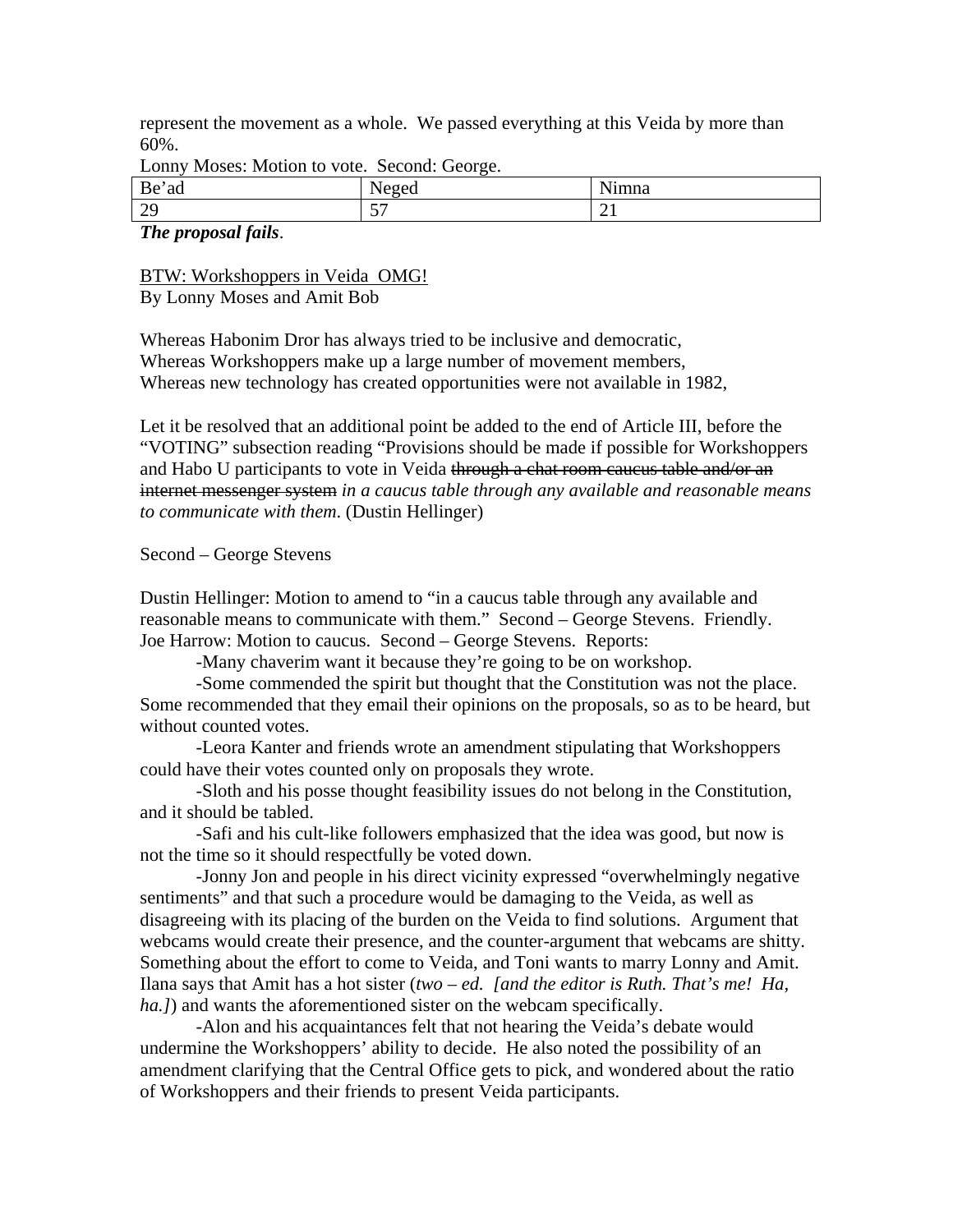represent the movement as a whole. We passed everything at this Veida by more than 60%.

Lonny Moses: Motion to vote. Second: George.

| Be'ad | Neged | Nimna |
|---|---|---|
| 29 | 57 | 21 |

***The proposal fails***.

<u>BTW: Workshoppers in Veida OMG!</u>

By Lonny Moses and Amit Bob

Whereas Habonim Dror has always tried to be inclusive and democratic,
Whereas Workshoppers make up a large number of movement members,
Whereas new technology has created opportunities were not available in 1982,

Let it be resolved that an additional point be added to the end of Article III, before the "VOTING" subsection reading "Provisions should be made if possible for Workshoppers and Habo U participants to vote in Veida ~~through a chat room caucus table and/or an internet messenger system~~ *in a caucus table through any available and reasonable means to communicate with them.* (Dustin Hellinger)

Second – George Stevens

Dustin Hellinger: Motion to amend to "in a caucus table through any available and reasonable means to communicate with them." Second – George Stevens. Friendly.
Joe Harrow: Motion to caucus. Second – George Stevens. Reports:

-Many chaverim want it because they're going to be on workshop.

-Some commended the spirit but thought that the Constitution was not the place. Some recommended that they email their opinions on the proposals, so as to be heard, but without counted votes.

-Leora Kanter and friends wrote an amendment stipulating that Workshoppers could have their votes counted only on proposals they wrote.

-Sloth and his posse thought feasibility issues do not belong in the Constitution, and it should be tabled.

-Safi and his cult-like followers emphasized that the idea was good, but now is not the time so it should respectfully be voted down.

-Jonny Jon and people in his direct vicinity expressed "overwhelmingly negative sentiments" and that such a procedure would be damaging to the Veida, as well as disagreeing with its placing of the burden on the Veida to find solutions. Argument that webcams would create their presence, and the counter-argument that webcams are shitty. Something about the effort to come to Veida, and Toni wants to marry Lonny and Amit. Ilana says that Amit has a hot sister (*two – ed. [and the editor is Ruth. That's me! Ha, ha.]*) and wants the aforementioned sister on the webcam specifically.

-Alon and his acquaintances felt that not hearing the Veida's debate would undermine the Workshoppers' ability to decide. He also noted the possibility of an amendment clarifying that the Central Office gets to pick, and wondered about the ratio of Workshoppers and their friends to present Veida participants.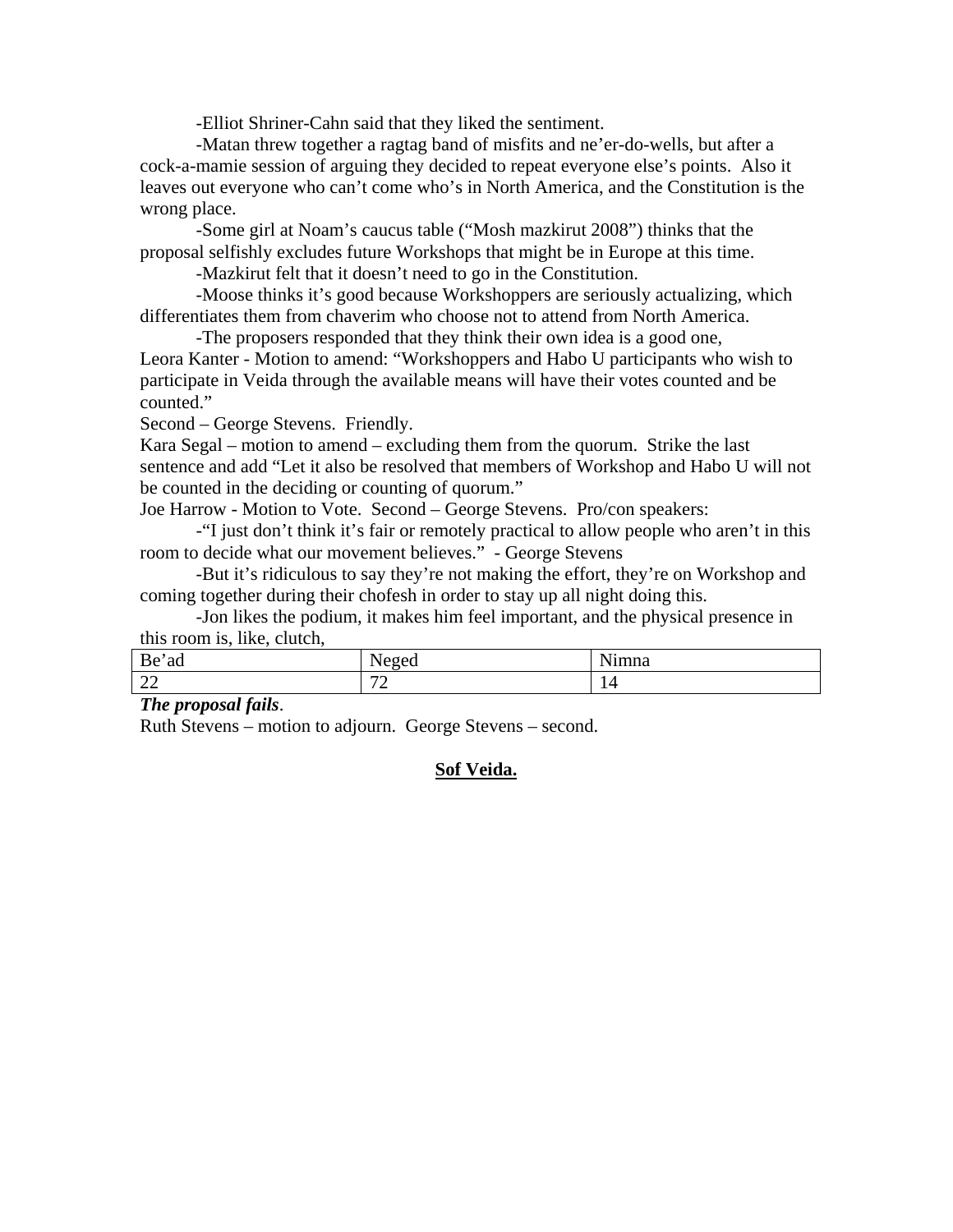-Elliot Shriner-Cahn said that they liked the sentiment.

-Matan threw together a ragtag band of misfits and ne'er-do-wells, but after a cock-a-mamie session of arguing they decided to repeat everyone else's points. Also it leaves out everyone who can't come who's in North America, and the Constitution is the wrong place.

-Some girl at Noam's caucus table ("Mosh mazkirut 2008") thinks that the proposal selfishly excludes future Workshops that might be in Europe at this time.

-Mazkirut felt that it doesn't need to go in the Constitution.

-Moose thinks it's good because Workshoppers are seriously actualizing, which differentiates them from chaverim who choose not to attend from North America.

-The proposers responded that they think their own idea is a good one,

Leora Kanter - Motion to amend: "Workshoppers and Habo U participants who wish to participate in Veida through the available means will have their votes counted and be counted."

Second – George Stevens. Friendly.

Kara Segal – motion to amend – excluding them from the quorum. Strike the last sentence and add "Let it also be resolved that members of Workshop and Habo U will not be counted in the deciding or counting of quorum."

Joe Harrow - Motion to Vote. Second – George Stevens. Pro/con speakers:

-"I just don't think it's fair or remotely practical to allow people who aren't in this room to decide what our movement believes." - George Stevens

-But it's ridiculous to say they're not making the effort, they're on Workshop and coming together during their chofesh in order to stay up all night doing this.

-Jon likes the podium, it makes him feel important, and the physical presence in this room is, like, clutch,

| Be'ad | Neged | Nimna |
|---|---|---|
| 22 | 72 | 14 |

***The proposal fails***.

Ruth Stevens – motion to adjourn. George Stevens – second.

**Sof Veida.**